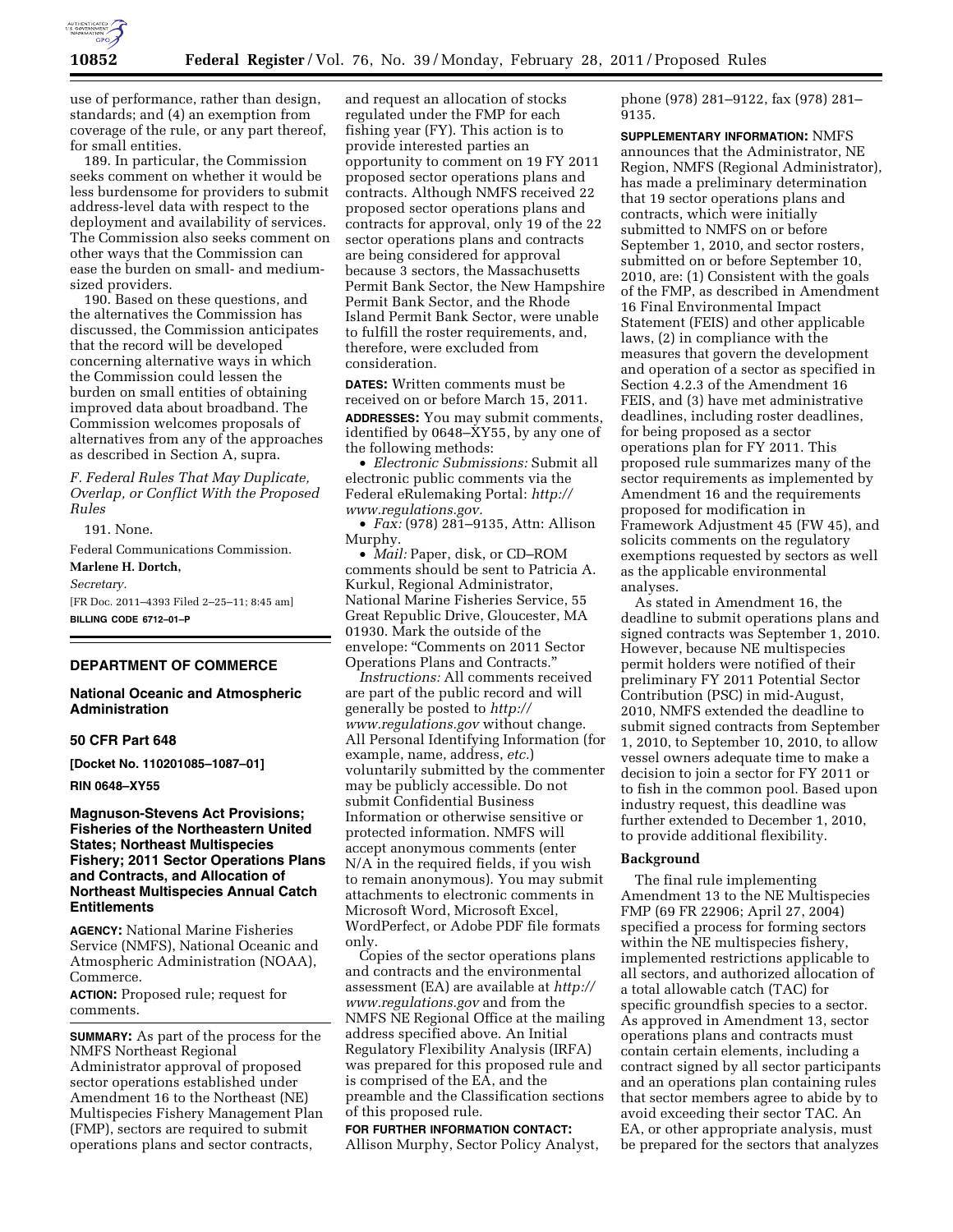use of performance, rather than design, standards; and (4) an exemption from coverage of the rule, or any part thereof, for small entities.

189. In particular, the Commission seeks comment on whether it would be less burdensome for providers to submit address-level data with respect to the deployment and availability of services. The Commission also seeks comment on other ways that the Commission can ease the burden on small- and medium-sized providers.

190. Based on these questions, and the alternatives the Commission has discussed, the Commission anticipates that the record will be developed concerning alternative ways in which the Commission could lessen the burden on small entities of obtaining improved data about broadband. The Commission welcomes proposals of alternatives from any of the approaches as described in Section A, supra.

*F. Federal Rules That May Duplicate, Overlap, or Conflict With the Proposed Rules*

191. None.

Federal Communications Commission.

**Marlene H. Dortch,**

*Secretary.*

[FR Doc. 2011–4393 Filed 2–25–11; 8:45 am]

**BILLING CODE 6712–01–P**

## DEPARTMENT OF COMMERCE

### National Oceanic and Atmospheric Administration

### 50 CFR Part 648

**[Docket No. 110201085–1087–01]**

**RIN 0648–XY55**

### Magnuson-Stevens Act Provisions; Fisheries of the Northeastern United States; Northeast Multispecies Fishery; 2011 Sector Operations Plans and Contracts, and Allocation of Northeast Multispecies Annual Catch Entitlements

**AGENCY:** National Marine Fisheries Service (NMFS), National Oceanic and Atmospheric Administration (NOAA), Commerce.

**ACTION:** Proposed rule; request for comments.

**SUMMARY:** As part of the process for the NMFS Northeast Regional Administrator approval of proposed sector operations established under Amendment 16 to the Northeast (NE) Multispecies Fishery Management Plan (FMP), sectors are required to submit operations plans and sector contracts, and request an allocation of stocks regulated under the FMP for each fishing year (FY). This action is to provide interested parties an opportunity to comment on 19 FY 2011 proposed sector operations plans and contracts. Although NMFS received 22 proposed sector operations plans and contracts for approval, only 19 of the 22 sector operations plans and contracts are being considered for approval because 3 sectors, the Massachusetts Permit Bank Sector, the New Hampshire Permit Bank Sector, and the Rhode Island Permit Bank Sector, were unable to fulfill the roster requirements, and, therefore, were excluded from consideration.

**DATES:** Written comments must be received on or before March 15, 2011.

**ADDRESSES:** You may submit comments, identified by 0648–XY55, by any one of the following methods:

- *Electronic Submissions:* Submit all electronic public comments via the Federal eRulemaking Portal: *http://www.regulations.gov.*
- *Fax:* (978) 281–9135, Attn: Allison Murphy.
- *Mail:* Paper, disk, or CD–ROM comments should be sent to Patricia A. Kurkul, Regional Administrator, National Marine Fisheries Service, 55 Great Republic Drive, Gloucester, MA 01930. Mark the outside of the envelope: "Comments on 2011 Sector Operations Plans and Contracts."

*Instructions:* All comments received are part of the public record and will generally be posted to *http://www.regulations.gov* without change. All Personal Identifying Information (for example, name, address, *etc.*) voluntarily submitted by the commenter may be publicly accessible. Do not submit Confidential Business Information or otherwise sensitive or protected information. NMFS will accept anonymous comments (enter N/A in the required fields, if you wish to remain anonymous). You may submit attachments to electronic comments in Microsoft Word, Microsoft Excel, WordPerfect, or Adobe PDF file formats only.

Copies of the sector operations plans and contracts and the environmental assessment (EA) are available at *http://www.regulations.gov* and from the NMFS NE Regional Office at the mailing address specified above. An Initial Regulatory Flexibility Analysis (IRFA) was prepared for this proposed rule and is comprised of the EA, and the preamble and the Classification sections of this proposed rule.

**FOR FURTHER INFORMATION CONTACT:** Allison Murphy, Sector Policy Analyst, phone (978) 281–9122, fax (978) 281–9135.

**SUPPLEMENTARY INFORMATION:** NMFS announces that the Administrator, NE Region, NMFS (Regional Administrator), has made a preliminary determination that 19 sector operations plans and contracts, which were initially submitted to NMFS on or before September 1, 2010, and sector rosters, submitted on or before September 10, 2010, are: (1) Consistent with the goals of the FMP, as described in Amendment 16 Final Environmental Impact Statement (FEIS) and other applicable laws, (2) in compliance with the measures that govern the development and operation of a sector as specified in Section 4.2.3 of the Amendment 16 FEIS, and (3) have met administrative deadlines, including roster deadlines, for being proposed as a sector operations plan for FY 2011. This proposed rule summarizes many of the sector requirements as implemented by Amendment 16 and the requirements proposed for modification in Framework Adjustment 45 (FW 45), and solicits comments on the regulatory exemptions requested by sectors as well as the applicable environmental analyses.

As stated in Amendment 16, the deadline to submit operations plans and signed contracts was September 1, 2010. However, because NE multispecies permit holders were notified of their preliminary FY 2011 Potential Sector Contribution (PSC) in mid-August, 2010, NMFS extended the deadline to submit signed contracts from September 1, 2010, to September 10, 2010, to allow vessel owners adequate time to make a decision to join a sector for FY 2011 or to fish in the common pool. Based upon industry request, this deadline was further extended to December 1, 2010, to provide additional flexibility.

### Background

The final rule implementing Amendment 13 to the NE Multispecies FMP (69 FR 22906; April 27, 2004) specified a process for forming sectors within the NE multispecies fishery, implemented restrictions applicable to all sectors, and authorized allocation of a total allowable catch (TAC) for specific groundfish species to a sector. As approved in Amendment 13, sector operations plans and contracts must contain certain elements, including a contract signed by all sector participants and an operations plan containing rules that sector members agree to abide by to avoid exceeding their sector TAC. An EA, or other appropriate analysis, must be prepared for the sectors that analyzes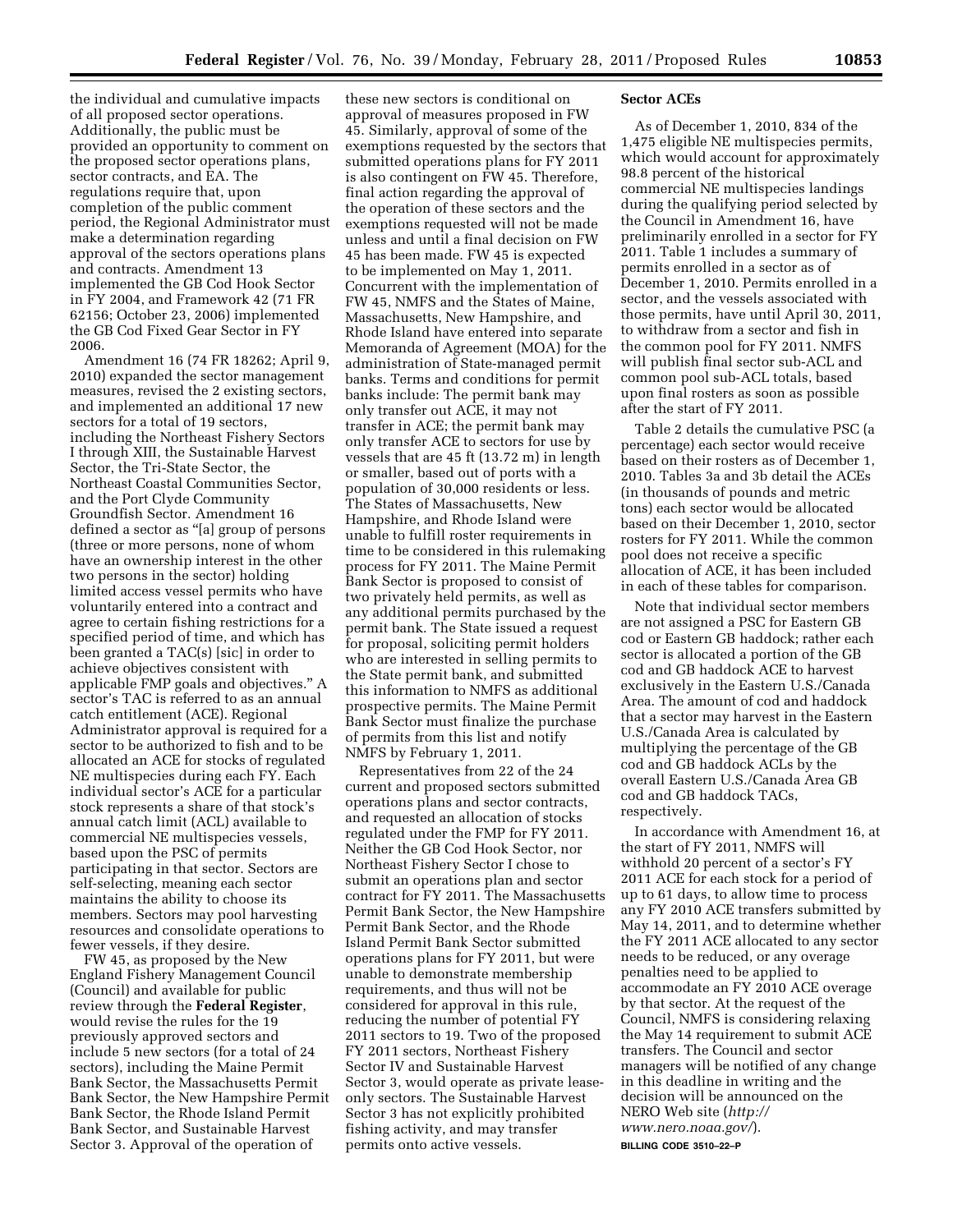the individual and cumulative impacts of all proposed sector operations. Additionally, the public must be provided an opportunity to comment on the proposed sector operations plans, sector contracts, and EA. The regulations require that, upon completion of the public comment period, the Regional Administrator must make a determination regarding approval of the sectors operations plans and contracts. Amendment 13 implemented the GB Cod Hook Sector in FY 2004, and Framework 42 (71 FR 62156; October 23, 2006) implemented the GB Cod Fixed Gear Sector in FY 2006.

Amendment 16 (74 FR 18262; April 9, 2010) expanded the sector management measures, revised the 2 existing sectors, and implemented an additional 17 new sectors for a total of 19 sectors, including the Northeast Fishery Sectors I through XIII, the Sustainable Harvest Sector, the Tri-State Sector, the Northeast Coastal Communities Sector, and the Port Clyde Community Groundfish Sector. Amendment 16 defined a sector as "[a] group of persons (three or more persons, none of whom have an ownership interest in the other two persons in the sector) holding limited access vessel permits who have voluntarily entered into a contract and agree to certain fishing restrictions for a specified period of time, and which has been granted a TAC(s) [sic] in order to achieve objectives consistent with applicable FMP goals and objectives." A sector's TAC is referred to as an annual catch entitlement (ACE). Regional Administrator approval is required for a sector to be authorized to fish and to be allocated an ACE for stocks of regulated NE multispecies during each FY. Each individual sector's ACE for a particular stock represents a share of that stock's annual catch limit (ACL) available to commercial NE multispecies vessels, based upon the PSC of permits participating in that sector. Sectors are self-selecting, meaning each sector maintains the ability to choose its members. Sectors may pool harvesting resources and consolidate operations to fewer vessels, if they desire.

FW 45, as proposed by the New England Fishery Management Council (Council) and available for public review through the **Federal Register**, would revise the rules for the 19 previously approved sectors and include 5 new sectors (for a total of 24 sectors), including the Maine Permit Bank Sector, the Massachusetts Permit Bank Sector, the New Hampshire Permit Bank Sector, the Rhode Island Permit Bank Sector, and Sustainable Harvest Sector 3. Approval of the operation of these new sectors is conditional on approval of measures proposed in FW 45. Similarly, approval of some of the exemptions requested by the sectors that submitted operations plans for FY 2011 is also contingent on FW 45. Therefore, final action regarding the approval of the operation of these sectors and the exemptions requested will not be made unless and until a final decision on FW 45 has been made. FW 45 is expected to be implemented on May 1, 2011. Concurrent with the implementation of FW 45, NMFS and the States of Maine, Massachusetts, New Hampshire, and Rhode Island have entered into separate Memoranda of Agreement (MOA) for the administration of State-managed permit banks. Terms and conditions for permit banks include: The permit bank may only transfer out ACE, it may not transfer in ACE; the permit bank may only transfer ACE to sectors for use by vessels that are 45 ft (13.72 m) in length or smaller, based out of ports with a population of 30,000 residents or less. The States of Massachusetts, New Hampshire, and Rhode Island were unable to fulfill roster requirements in time to be considered in this rulemaking process for FY 2011. The Maine Permit Bank Sector is proposed to consist of two privately held permits, as well as any additional permits purchased by the permit bank. The State issued a request for proposal, soliciting permit holders who are interested in selling permits to the State permit bank, and submitted this information to NMFS as additional prospective permits. The Maine Permit Bank Sector must finalize the purchase of permits from this list and notify NMFS by February 1, 2011.

Representatives from 22 of the 24 current and proposed sectors submitted operations plans and sector contracts, and requested an allocation of stocks regulated under the FMP for FY 2011. Neither the GB Cod Hook Sector, nor Northeast Fishery Sector I chose to submit an operations plan and sector contract for FY 2011. The Massachusetts Permit Bank Sector, the New Hampshire Permit Bank Sector, and the Rhode Island Permit Bank Sector submitted operations plans for FY 2011, but were unable to demonstrate membership requirements, and thus will not be considered for approval in this rule, reducing the number of potential FY 2011 sectors to 19. Two of the proposed FY 2011 sectors, Northeast Fishery Sector IV and Sustainable Harvest Sector 3, would operate as private lease-only sectors. The Sustainable Harvest Sector 3 has not explicitly prohibited fishing activity, and may transfer permits onto active vessels.

**Sector ACEs**

As of December 1, 2010, 834 of the 1,475 eligible NE multispecies permits, which would account for approximately 98.8 percent of the historical commercial NE multispecies landings during the qualifying period selected by the Council in Amendment 16, have preliminarily enrolled in a sector for FY 2011. Table 1 includes a summary of permits enrolled in a sector as of December 1, 2010. Permits enrolled in a sector, and the vessels associated with those permits, have until April 30, 2011, to withdraw from a sector and fish in the common pool for FY 2011. NMFS will publish final sector sub-ACL and common pool sub-ACL totals, based upon final rosters as soon as possible after the start of FY 2011.

Table 2 details the cumulative PSC (a percentage) each sector would receive based on their rosters as of December 1, 2010. Tables 3a and 3b detail the ACEs (in thousands of pounds and metric tons) each sector would be allocated based on their December 1, 2010, sector rosters for FY 2011. While the common pool does not receive a specific allocation of ACE, it has been included in each of these tables for comparison.

Note that individual sector members are not assigned a PSC for Eastern GB cod or Eastern GB haddock; rather each sector is allocated a portion of the GB cod and GB haddock ACE to harvest exclusively in the Eastern U.S./Canada Area. The amount of cod and haddock that a sector may harvest in the Eastern U.S./Canada Area is calculated by multiplying the percentage of the GB cod and GB haddock ACLs by the overall Eastern U.S./Canada Area GB cod and GB haddock TACs, respectively.

In accordance with Amendment 16, at the start of FY 2011, NMFS will withhold 20 percent of a sector's FY 2011 ACE for each stock for a period of up to 61 days, to allow time to process any FY 2010 ACE transfers submitted by May 14, 2011, and to determine whether the FY 2011 ACE allocated to any sector needs to be reduced, or any overage penalties need to be applied to accommodate an FY 2010 ACE overage by that sector. At the request of the Council, NMFS is considering relaxing the May 14 requirement to submit ACE transfers. The Council and sector managers will be notified of any change in this deadline in writing and the decision will be announced on the NERO Web site (*http://www.nero.noaa.gov/*).

BILLING CODE 3510–22–P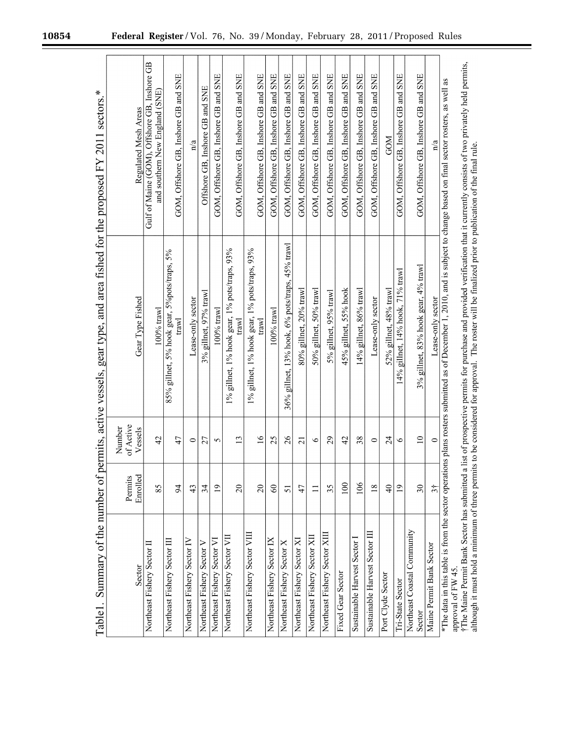Table1. Summary of the number of permits, active vessels, gear type, and area fished for the proposed FY 2011 sectors.*

| Sector | Permits Enrolled | Number of Active Vessels | Gear Type Fished | Regulated Mesh Areas |
|---|---|---|---|---|
| Northeast Fishery Sector II | 85 | 42 | 100% trawl | Gulf of Maine (GOM), Offshore GB, Inshore GB and southern New England (SNE) |
| Northeast Fishery Sector III | 94 | 47 | 85% gillnet, 5% hook gear, 5%pots/traps, 5% trawl | GOM, Offshore GB, Inshore GB and SNE |
| Northeast Fishery Sector IV | 43 | 0 | Lease-only sector | n/a |
| Northeast Fishery Sector V | 34 | 27 | 3% gillnet, 97% trawl | Offshore GB, Inshore GB and SNE |
| Northeast Fishery Sector VI | 19 | 5 | 100% trawl | GOM, Offshore GB, Inshore GB and SNE |
| Northeast Fishery Sector VII | 20 | 13 | 1% gillnet, 1% hook gear, 1% pots/traps, 93% trawl | GOM, Offshore GB, Inshore GB and SNE |
| Northeast Fishery Sector VIII | 20 | 16 | 1% gillnet, 1% hook gear, 1% pots/traps, 93% trawl | GOM, Offshore GB, Inshore GB and SNE |
| Northeast Fishery Sector IX | 60 | 25 | 100% trawl | GOM, Offshore GB, Inshore GB and SNE |
| Northeast Fishery Sector X | 51 | 26 | 36% gillnet, 13% hook, 6% pots/traps, 45% trawl | GOM, Offshore GB, Inshore GB and SNE |
| Northeast Fishery Sector XI | 47 | 21 | 80% gillnet, 20% trawl | GOM, Offshore GB, Inshore GB and SNE |
| Northeast Fishery Sector XII | 11 | 6 | 50% gillnet, 50% trawl | GOM, Offshore GB, Inshore GB and SNE |
| Northeast Fishery Sector XIII | 35 | 29 | 5% gillnet, 95% trawl | GOM, Offshore GB, Inshore GB and SNE |
| Fixed Gear Sector | 100 | 42 | 45% gillnet, 55% hook | GOM, Offshore GB, Inshore GB and SNE |
| Sustainable Harvest Sector I | 106 | 38 | 14% gillnet, 86% trawl | GOM, Offshore GB, Inshore GB and SNE |
| Sustainable Harvest Sector III | 18 | 0 | Lease-only sector | GOM, Offshore GB, Inshore GB and SNE |
| Port Clyde Sector | 40 | 24 | 52% gillnet, 48% trawl | GOM |
| Tri-State Sector | 19 | 6 | 14% gillnet, 14% hook, 71% trawl | GOM, Offshore GB, Inshore GB and SNE |
| Northeast Coastal Community Sector | 30 | 10 | 3% gillnet, 83% hook gear, 4% trawl | GOM, Offshore GB, Inshore GB and SNE |
| Maine Permit Bank Sector | 3† | 0 | Lease-only sector | n/a |

*The data in this table is from the sector operations plans rosters submitted as of December 1, 2010, and is subject to change based on final sector rosters, as well as approval of FW 45.

†The Maine Permit Bank Sector has submitted a list of prospective permits for purchase and provided verification that it currently consists of two privately held permits, although it must hold a minimum of three permits to be considered for approval. The roster will be finalized prior to publication of the final rule.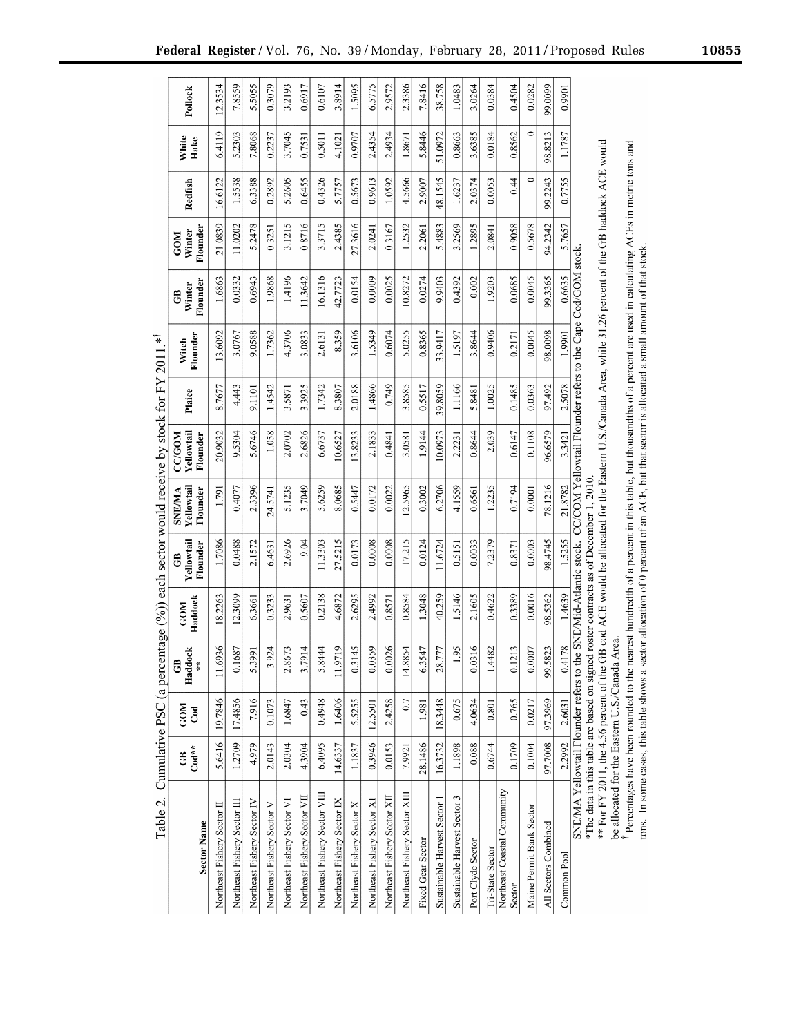Table 2. Cumulative PSC (a percentage (%)) each sector would receive by stock for FY 2011.*[†]

| Sector Name | GB Cod** | GOM Cod | GB Haddock ** | GOM Haddock | GB Yellowtail Flounder | SNE/MA Yellowtail Flounder | CC/GOM Yellowtail Flounder | Plaice | Witch Flounder | GB Winter Flounder | GOM Winter Flounder | Redfish | White Hake | Pollock |
|---|---|---|---|---|---|---|---|---|---|---|---|---|---|---|
| Northeast Fishery Sector II | 5.6416 | 19.7846 | 11.6936 | 18.2263 | 1.7086 | 1.791 | 20.9032 | 8.7677 | 13.6092 | 1.6863 | 21.0839 | 16.6122 | 6.4119 | 12.3534 |
| Northeast Fishery Sector III | 1.2709 | 17.4856 | 0.1687 | 12.3099 | 0.0488 | 0.4077 | 9.5304 | 4.443 | 3.0767 | 0.0332 | 11.0202 | 1.5538 | 5.2303 | 7.8559 |
| Northeast Fishery Sector IV | 4.979 | 7.916 | 5.3991 | 6.3661 | 2.1572 | 2.3396 | 5.6746 | 9.1101 | 9.0588 | 0.6943 | 5.2478 | 6.3388 | 7.8068 | 5.5055 |
| Northeast Fishery Sector V | 2.0143 | 0.1073 | 3.924 | 0.3233 | 6.4631 | 24.5741 | 1.058 | 1.4542 | 1.7362 | 1.9968 | 0.3251 | 0.2892 | 0.2237 | 0.3079 |
| Northeast Fishery Sector VI | 2.0304 | 1.6847 | 2.8673 | 2.9631 | 2.6926 | 5.1235 | 2.0702 | 3.5871 | 4.3706 | 1.4196 | 3.1215 | 5.2605 | 3.7045 | 3.2193 |
| Northeast Fishery Sector VII | 4.3904 | 0.43 | 3.7914 | 0.5607 | 9.04 | 3.7049 | 2.6826 | 3.3925 | 3.0833 | 11.3642 | 0.8716 | 0.6455 | 0.7531 | 0.6917 |
| Northeast Fishery Sector VIII | 6.4095 | 0.4948 | 5.8444 | 0.2138 | 11.3303 | 5.6259 | 6.6737 | 1.7342 | 2.6131 | 16.1316 | 3.3715 | 0.4326 | 0.5011 | 0.6107 |
| Northeast Fishery Sector IX | 14.6337 | 1.6406 | 11.9719 | 4.6872 | 27.5215 | 8.0685 | 10.6527 | 8.3807 | 8.359 | 42.7723 | 2.4385 | 5.7757 | 4.1021 | 3.8914 |
| Northeast Fishery Sector X | 1.1837 | 5.5255 | 0.3145 | 2.6295 | 0.0173 | 0.5447 | 13.8233 | 2.0188 | 3.6106 | 0.0154 | 27.3616 | 0.5673 | 0.9707 | 1.5095 |
| Northeast Fishery Sector XI | 0.3946 | 12.5501 | 0.0359 | 2.4992 | 0.0008 | 0.0172 | 2.1833 | 1.4866 | 1.5349 | 0.0009 | 2.0241 | 0.9613 | 2.4354 | 6.5775 |
| Northeast Fishery Sector XII | 0.0153 | 2.4258 | 0.0026 | 0.8571 | 0.0008 | 0.0022 | 0.4841 | 0.749 | 0.6074 | 0.0025 | 0.3167 | 1.0592 | 2.4934 | 2.9572 |
| Northeast Fishery Sector XIII | 7.9921 | 0.7 | 14.8854 | 0.8584 | 17.215 | 12.5965 | 3.0581 | 3.8585 | 5.0255 | 10.8272 | 1.2532 | 4.5666 | 1.8671 | 2.3386 |
| Fixed Gear Sector | 28.1486 | 1.981 | 6.3547 | 1.3048 | 0.0124 | 0.3002 | 1.9144 | 0.5517 | 0.8365 | 0.0274 | 2.2061 | 2.9007 | 5.8446 | 7.8416 |
| Sustainable Harvest Sector 1 | 16.3732 | 18.3448 | 28.777 | 40.259 | 11.6724 | 6.2706 | 10.0973 | 39.8059 | 33.9417 | 9.9403 | 5.4883 | 48.1545 | 51.0972 | 38.758 |
| Sustainable Harvest Sector 3 | 1.1898 | 0.675 | 1.95 | 1.5146 | 0.5151 | 4.1559 | 2.2231 | 1.1166 | 1.5197 | 0.4392 | 3.2569 | 1.6237 | 0.8663 | 1.0483 |
| Port Clyde Sector | 0.088 | 4.0634 | 0.0316 | 2.1605 | 0.0033 | 0.6561 | 0.8644 | 5.8481 | 3.8644 | 0.002 | 1.2895 | 2.0374 | 3.6385 | 3.0264 |
| Tri-State Sector | 0.6744 | 0.801 | 1.4482 | 0.4622 | 7.2379 | 1.2235 | 2.039 | 1.0025 | 0.9406 | 1.9203 | 2.0841 | 0.0053 | 0.0184 | 0.0384 |
| Northeast Coastal Community Sector | 0.1709 | 0.765 | 0.1213 | 0.3389 | 0.8371 | 0.7194 | 0.6147 | 0.1485 | 0.2171 | 0.0685 | 0.9058 | 0.44 | 0.8562 | 0.4504 |
| Maine Permit Bank Sector | 0.1004 | 0.0217 | 0.0007 | 0.0016 | 0.0003 | 0.0001 | 0.1108 | 0.0363 | 0.0045 | 0.0045 | 0.5678 | 0 | 0 | 0.0282 |
| All Sectors Combined | 97.7008 | 97.3969 | 99.5823 | 98.5362 | 98.4745 | 78.1216 | 96.6579 | 97.492 | 98.0098 | 99.3365 | 94.2342 | 99.2243 | 98.8213 | 99.0099 |
| Common Pool | 2.2992 | 2.6031 | 0.4178 | 1.4639 | 1.5255 | 21.8782 | 3.3421 | 2.5078 | 1.9901 | 0.6635 | 5.7657 | 0.7755 | 1.1787 | 0.9901 |

SNE/MA Yellowtail Flounder refers to the SNE/Mid-Atlantic stock. CC/GOM Yellowtail Flounder refers to the Cape Cod/GOM stock.

*The data in this table are based on signed roster contracts as of December 1, 2010.

** For FY 2011, the 4.56 percent of the GB cod ACE would be allocated for the Eastern U.S./Canada Area, while 31.26 percent of the GB haddock ACE would be allocated for the Eastern U.S./Canada Area.

[†] Percentages have been rounded to the nearest hundredth of a percent in this table, but thousandths of a percent are used in calculating ACEs in metric tons and tons. In some cases, this table shows a sector allocation of 0 percent of an ACE, but that sector is allocated a small amount of that stock.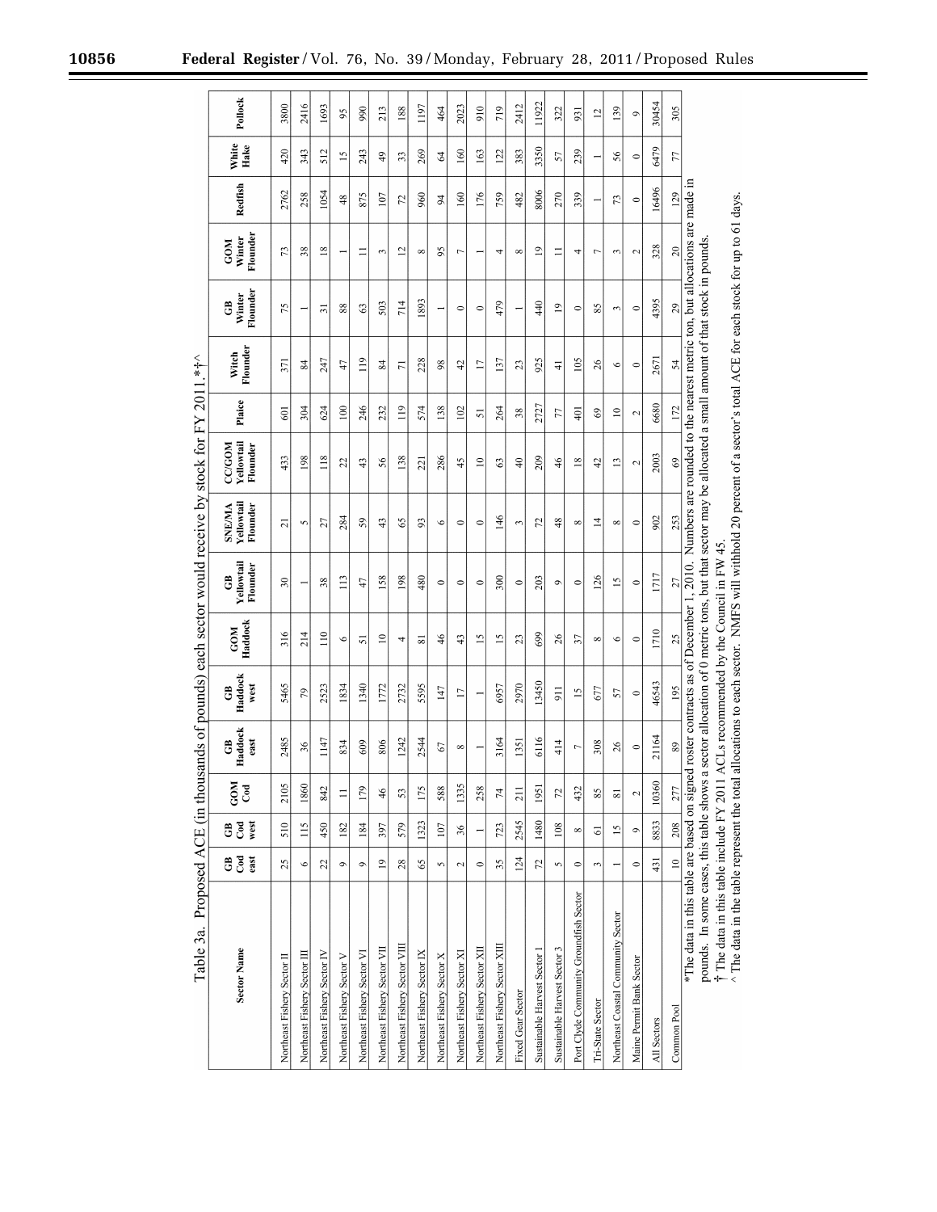Table 3a. Proposed ACE (in thousands of pounds) each sector would receive by stock for FY 2011.*†^

| Sector Name | GB Cod east | GB Cod west | GOM Cod | GB Haddock east | GB Haddock west | GOM Haddock | GB Yellowtail Flounder | SNE/MA Yellowtail Flounder | CC/GOM Yellowtail Flounder | Plaice | Witch Flounder | GB Winter Flounder | GOM Winter Flounder | Redfish | White Hake | Pollock |
|---|---|---|---|---|---|---|---|---|---|---|---|---|---|---|---|---|
| Northeast Fishery Sector II | 25 | 510 | 2105 | 2485 | 5465 | 316 | 30 | 21 | 433 | 601 | 371 | 75 | 73 | 2762 | 420 | 3800 |
| Northeast Fishery Sector III | 6 | 115 | 1860 | 36 | 79 | 214 | 1 | 5 | 198 | 304 | 84 | 1 | 38 | 258 | 343 | 2416 |
| Northeast Fishery Sector IV | 22 | 450 | 842 | 1147 | 2523 | 110 | 38 | 27 | 118 | 624 | 247 | 31 | 18 | 1054 | 512 | 1693 |
| Northeast Fishery Sector V | 9 | 182 | 11 | 834 | 1834 | 6 | 113 | 284 | 22 | 100 | 47 | 88 | 1 | 48 | 15 | 95 |
| Northeast Fishery Sector VI | 9 | 184 | 179 | 609 | 1340 | 51 | 47 | 59 | 43 | 246 | 119 | 63 | 11 | 875 | 243 | 990 |
| Northeast Fishery Sector VII | 19 | 397 | 46 | 806 | 1772 | 10 | 158 | 43 | 56 | 232 | 84 | 503 | 3 | 107 | 49 | 213 |
| Northeast Fishery Sector VIII | 28 | 579 | 53 | 1242 | 2732 | 4 | 198 | 65 | 138 | 119 | 71 | 714 | 12 | 72 | 33 | 188 |
| Northeast Fishery Sector IX | 65 | 1323 | 175 | 2544 | 5595 | 81 | 480 | 93 | 221 | 574 | 228 | 1893 | 8 | 960 | 269 | 1197 |
| Northeast Fishery Sector X | 5 | 107 | 588 | 67 | 147 | 46 | 0 | 6 | 286 | 138 | 98 | 1 | 95 | 94 | 64 | 464 |
| Northeast Fishery Sector XI | 2 | 36 | 1335 | 8 | 17 | 43 | 0 | 0 | 45 | 102 | 42 | 0 | 7 | 160 | 160 | 2023 |
| Northeast Fishery Sector XII | 0 | 1 | 258 | 1 | 1 | 15 | 0 | 0 | 10 | 51 | 17 | 0 | 1 | 176 | 163 | 910 |
| Northeast Fishery Sector XIII | 35 | 723 | 74 | 3164 | 6957 | 15 | 300 | 146 | 63 | 264 | 137 | 479 | 4 | 759 | 122 | 719 |
| Fixed Gear Sector | 124 | 2545 | 211 | 1351 | 2970 | 23 | 0 | 3 | 40 | 38 | 23 | 1 | 8 | 482 | 383 | 2412 |
| Sustainable Harvest Sector 1 | 72 | 1480 | 1951 | 6116 | 13450 | 699 | 203 | 72 | 209 | 2727 | 925 | 440 | 19 | 8006 | 3350 | 11922 |
| Sustainable Harvest Sector 3 | 5 | 108 | 72 | 414 | 911 | 26 | 9 | 48 | 46 | 77 | 41 | 19 | 11 | 270 | 57 | 322 |
| Port Clyde Community Groundfish Sector | 0 | 8 | 432 | 7 | 15 | 37 | 0 | 8 | 18 | 401 | 105 | 0 | 4 | 339 | 239 | 931 |
| Tri-State Sector | 3 | 61 | 85 | 308 | 677 | 8 | 126 | 14 | 42 | 69 | 26 | 85 | 7 | 1 | 1 | 12 |
| Northeast Coastal Community Sector | 1 | 15 | 81 | 26 | 57 | 6 | 15 | 8 | 13 | 10 | 6 | 3 | 3 | 73 | 56 | 139 |
| Maine Permit Bank Sector | 0 | 9 | 2 | 0 | 0 | 0 | 0 | 0 | 2 | 2 | 0 | 0 | 2 | 0 | 0 | 9 |
| All Sectors | 431 | 8833 | 10360 | 21164 | 46543 | 1710 | 1717 | 902 | 2003 | 6680 | 2671 | 4395 | 328 | 16496 | 6479 | 30454 |
| Common Pool | 10 | 208 | 277 | 89 | 195 | 25 | 27 | 253 | 69 | 172 | 54 | 29 | 20 | 129 | 77 | 305 |

*The data in this table are based on signed roster contracts as of December 1, 2010. Numbers are rounded to the nearest metric ton, but allocations are made in pounds. In some cases, this table shows a sector allocation of 0 metric tons, but that sector may be allocated a small amount of that stock in pounds.

† The data in this table include FY 2011 ACLs recommended by the Council in FW 45.

^ The data in the table represent the total allocations to each sector. NMFS will withhold 20 percent of a sector's total ACE for each stock for up to 61 days.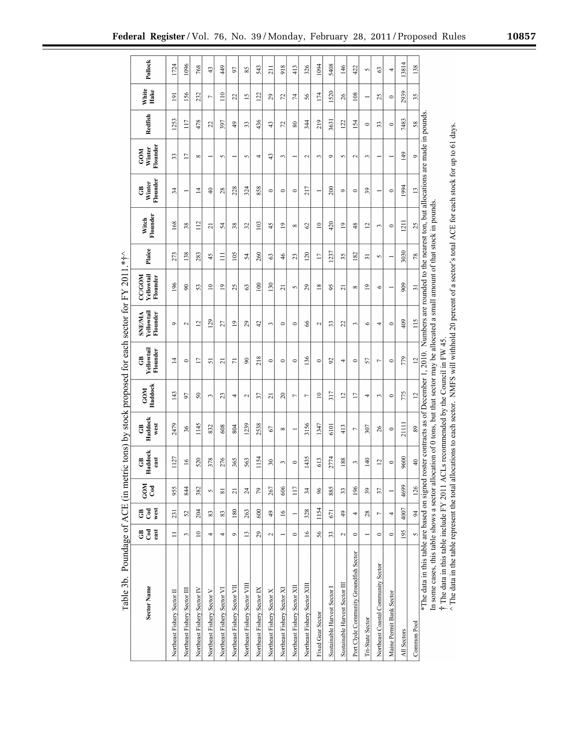Table 3b. Poundage of ACE (in metric tons) by stock proposed for each sector for FY 2011.*†^

| Sector Name | GB Cod east | GB Cod west | GOM Cod | GB Haddock east | GB Haddock west | GOM Haddock | GB Yellowtail Flounder | SNE/MA Yellowtail Flounder | CC/GOM Yellowtail Flounder | Plaice | Witch Flounder | GB Winter Flounder | GOM Winter Flounder | Redfish | White Hake | Pollock |
|---|---|---|---|---|---|---|---|---|---|---|---|---|---|---|---|---|
| Northeast Fishery Sector II | 11 | 231 | 955 | 1127 | 2479 | 143 | 14 | 9 | 196 | 273 | 168 | 34 | 33 | 1253 | 191 | 1724 |
| Northeast Fishery Sector III | 3 | 52 | 844 | 16 | 36 | 97 | 0 | 2 | 90 | 138 | 38 | 1 | 17 | 117 | 156 | 1096 |
| Northeast Fishery Sector IV | 10 | 204 | 382 | 520 | 1145 | 50 | 17 | 12 | 53 | 283 | 112 | 14 | 8 | 478 | 232 | 768 |
| Northeast Fishery Sector V | 4 | 83 | 5 | 378 | 832 | 3 | 51 | 129 | 10 | 45 | 21 | 40 | 1 | 22 | 7 | 43 |
| Northeast Fishery Sector VI | 4 | 83 | 81 | 276 | 608 | 23 | 21 | 27 | 19 | 111 | 54 | 28 | 5 | 397 | 110 | 449 |
| Northeast Fishery Sector VII | 9 | 180 | 21 | 365 | 804 | 4 | 71 | 19 | 25 | 105 | 38 | 228 | 1 | 49 | 22 | 97 |
| Northeast Fishery Sector VIII | 13 | 263 | 24 | 563 | 1239 | 2 | 90 | 29 | 63 | 54 | 32 | 324 | 5 | 33 | 15 | 85 |
| Northeast Fishery Sector IX | 29 | 600 | 79 | 1154 | 2538 | 37 | 218 | 42 | 100 | 260 | 103 | 858 | 4 | 436 | 122 | 543 |
| Northeast Fishery Sector X | 2 | 49 | 267 | 30 | 67 | 21 | 0 | 3 | 130 | 63 | 45 | 0 | 43 | 43 | 29 | 211 |
| Northeast Fishery Sector XI | 1 | 16 | 606 | 3 | 8 | 20 | 0 | 0 | 21 | 46 | 19 | 0 | 3 | 72 | 72 | 918 |
| Northeast Fishery Sector XII | 0 | 1 | 117 | 0 | 1 | 7 | 0 | 0 | 5 | 23 | 8 | 0 | 1 | 80 | 74 | 413 |
| Northeast Fishery Sector XIII | 16 | 328 | 34 | 1435 | 3156 | 7 | 136 | 66 | 29 | 120 | 62 | 217 | 2 | 344 | 56 | 326 |
| Fixed Gear Sector | 56 | 1154 | 96 | 613 | 1347 | 10 | 0 | 2 | 18 | 17 | 10 | 1 | 3 | 219 | 174 | 1094 |
| Sustainable Harvest Sector I | 33 | 671 | 885 | 2774 | 6101 | 317 | 92 | 33 | 95 | 1237 | 420 | 200 | 9 | 3631 | 1520 | 5408 |
| Sustainable Harvest Sector III | 2 | 49 | 33 | 188 | 413 | 12 | 4 | 22 | 21 | 35 | 19 | 9 | 5 | 122 | 26 | 146 |
| Port Clyde Community Groundfish Sector | 0 | 4 | 196 | 3 | 7 | 17 | 0 | 3 | 8 | 182 | 48 | 0 | 2 | 154 | 108 | 422 |
| Tri-State Sector | 1 | 28 | 39 | 140 | 307 | 4 | 57 | 6 | 19 | 31 | 12 | 39 | 3 | 0 | 1 | 5 |
| Northeast Coastal Community Sector | 0 | 7 | 37 | 12 | 26 | 3 | 7 | 4 | 6 | 5 | 3 | 1 | 1 | 33 | 25 | 63 |
| Maine Permit Bank Sector | 0 | 4 | 1 | 0 | 0 | 0 | 0 | 0 | 1 | 1 | 0 | 0 | 1 | 0 | 0 | 4 |
| All Sectors | 195 | 4007 | 4699 | 9600 | 21111 | 775 | 779 | 409 | 909 | 3030 | 1211 | 1994 | 149 | 7483 | 2939 | 13814 |
| Common Pool | 5 | 94 | 126 | 40 | 89 | 12 | 12 | 115 | 31 | 78 | 25 | 13 | 9 | 58 | 35 | 138 |

*The data in this table are based on signed roster contracts as of December 1, 2010. Numbers are rounded to the nearest ton, but allocations are made in pounds. In some cases, this table shows a sector allocation of 0 tons, but that sector may be allocated a small amount of that stock in pounds.

† The data in this table include FY 2011 ACLs recommended by the Council in FW 45.

^ The data in the table represent the total allocations to each sector. NMFS will withhold 20 percent of a sector's total ACE for each stock for up to 61 days.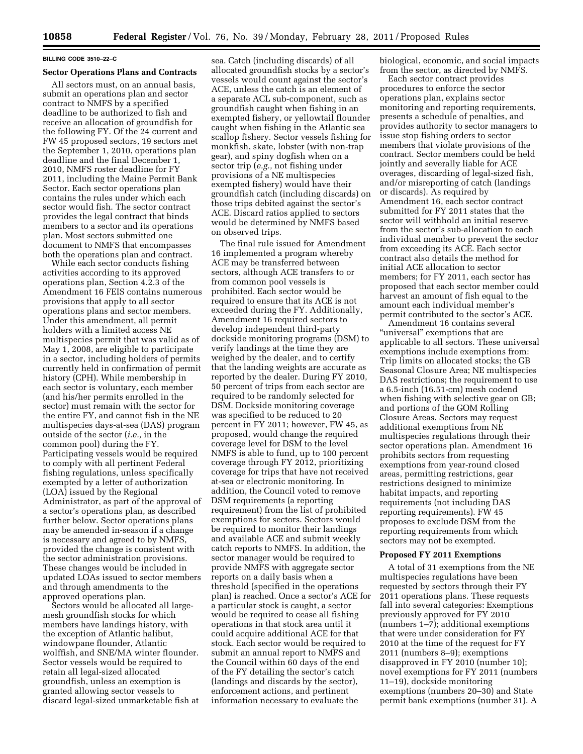**BILLING CODE 3510–22–C**

**Sector Operations Plans and Contracts**

All sectors must, on an annual basis, submit an operations plan and sector contract to NMFS by a specified deadline to be authorized to fish and receive an allocation of groundfish for the following FY. Of the 24 current and FW 45 proposed sectors, 19 sectors met the September 1, 2010, operations plan deadline and the final December 1, 2010, NMFS roster deadline for FY 2011, including the Maine Permit Bank Sector. Each sector operations plan contains the rules under which each sector would fish. The sector contract provides the legal contract that binds members to a sector and its operations plan. Most sectors submitted one document to NMFS that encompasses both the operations plan and contract.

While each sector conducts fishing activities according to its approved operations plan, Section 4.2.3 of the Amendment 16 FEIS contains numerous provisions that apply to all sector operations plans and sector members. Under this amendment, all permit holders with a limited access NE multispecies permit that was valid as of May 1, 2008, are eligible to participate in a sector, including holders of permits currently held in confirmation of permit history (CPH). While membership in each sector is voluntary, each member (and his/her permits enrolled in the sector) must remain with the sector for the entire FY, and cannot fish in the NE multispecies days-at-sea (DAS) program outside of the sector (*i.e.,* in the common pool) during the FY. Participating vessels would be required to comply with all pertinent Federal fishing regulations, unless specifically exempted by a letter of authorization (LOA) issued by the Regional Administrator, as part of the approval of a sector's operations plan, as described further below. Sector operations plans may be amended in-season if a change is necessary and agreed to by NMFS, provided the change is consistent with the sector administration provisions. These changes would be included in updated LOAs issued to sector members and through amendments to the approved operations plan.

Sectors would be allocated all large-mesh groundfish stocks for which members have landings history, with the exception of Atlantic halibut, windowpane flounder, Atlantic wolffish, and SNE/MA winter flounder. Sector vessels would be required to retain all legal-sized allocated groundfish, unless an exemption is granted allowing sector vessels to discard legal-sized unmarketable fish at sea. Catch (including discards) of all allocated groundfish stocks by a sector's vessels would count against the sector's ACE, unless the catch is an element of a separate ACL sub-component, such as groundfish caught when fishing in an exempted fishery, or yellowtail flounder caught when fishing in the Atlantic sea scallop fishery. Sector vessels fishing for monkfish, skate, lobster (with non-trap gear), and spiny dogfish when on a sector trip (*e.g.,* not fishing under provisions of a NE multispecies exempted fishery) would have their groundfish catch (including discards) on those trips debited against the sector's ACE. Discard ratios applied to sectors would be determined by NMFS based on observed trips.

The final rule issued for Amendment 16 implemented a program whereby ACE may be transferred between sectors, although ACE transfers to or from common pool vessels is prohibited. Each sector would be required to ensure that its ACE is not exceeded during the FY. Additionally, Amendment 16 required sectors to develop independent third-party dockside monitoring programs (DSM) to verify landings at the time they are weighed by the dealer, and to certify that the landing weights are accurate as reported by the dealer. During FY 2010, 50 percent of trips from each sector are required to be randomly selected for DSM. Dockside monitoring coverage was specified to be reduced to 20 percent in FY 2011; however, FW 45, as proposed, would change the required coverage level for DSM to the level NMFS is able to fund, up to 100 percent coverage through FY 2012, prioritizing coverage for trips that have not received at-sea or electronic monitoring. In addition, the Council voted to remove DSM requirements (a reporting requirement) from the list of prohibited exemptions for sectors. Sectors would be required to monitor their landings and available ACE and submit weekly catch reports to NMFS. In addition, the sector manager would be required to provide NMFS with aggregate sector reports on a daily basis when a threshold (specified in the operations plan) is reached. Once a sector's ACE for a particular stock is caught, a sector would be required to cease all fishing operations in that stock area until it could acquire additional ACE for that stock. Each sector would be required to submit an annual report to NMFS and the Council within 60 days of the end of the FY detailing the sector's catch (landings and discards by the sector), enforcement actions, and pertinent information necessary to evaluate the biological, economic, and social impacts from the sector, as directed by NMFS.

Each sector contract provides procedures to enforce the sector operations plan, explains sector monitoring and reporting requirements, presents a schedule of penalties, and provides authority to sector managers to issue stop fishing orders to sector members that violate provisions of the contract. Sector members could be held jointly and severally liable for ACE overages, discarding of legal-sized fish, and/or misreporting of catch (landings or discards). As required by Amendment 16, each sector contract submitted for FY 2011 states that the sector will withhold an initial reserve from the sector's sub-allocation to each individual member to prevent the sector from exceeding its ACE. Each sector contract also details the method for initial ACE allocation to sector members; for FY 2011, each sector has proposed that each sector member could harvest an amount of fish equal to the amount each individual member's permit contributed to the sector's ACE.

Amendment 16 contains several "universal" exemptions that are applicable to all sectors. These universal exemptions include exemptions from: Trip limits on allocated stocks; the GB Seasonal Closure Area; NE multispecies DAS restrictions; the requirement to use a 6.5-inch (16.51-cm) mesh codend when fishing with selective gear on GB; and portions of the GOM Rolling Closure Areas. Sectors may request additional exemptions from NE multispecies regulations through their sector operations plan. Amendment 16 prohibits sectors from requesting exemptions from year-round closed areas, permitting restrictions, gear restrictions designed to minimize habitat impacts, and reporting requirements (not including DAS reporting requirements). FW 45 proposes to exclude DSM from the reporting requirements from which sectors may not be exempted.

**Proposed FY 2011 Exemptions**

A total of 31 exemptions from the NE multispecies regulations have been requested by sectors through their FY 2011 operations plans. These requests fall into several categories: Exemptions previously approved for FY 2010 (numbers 1–7); additional exemptions that were under consideration for FY 2010 at the time of the request for FY 2011 (numbers 8–9); exemptions disapproved in FY 2010 (number 10); novel exemptions for FY 2011 (numbers 11–19), dockside monitoring exemptions (numbers 20–30) and State permit bank exemptions (number 31). A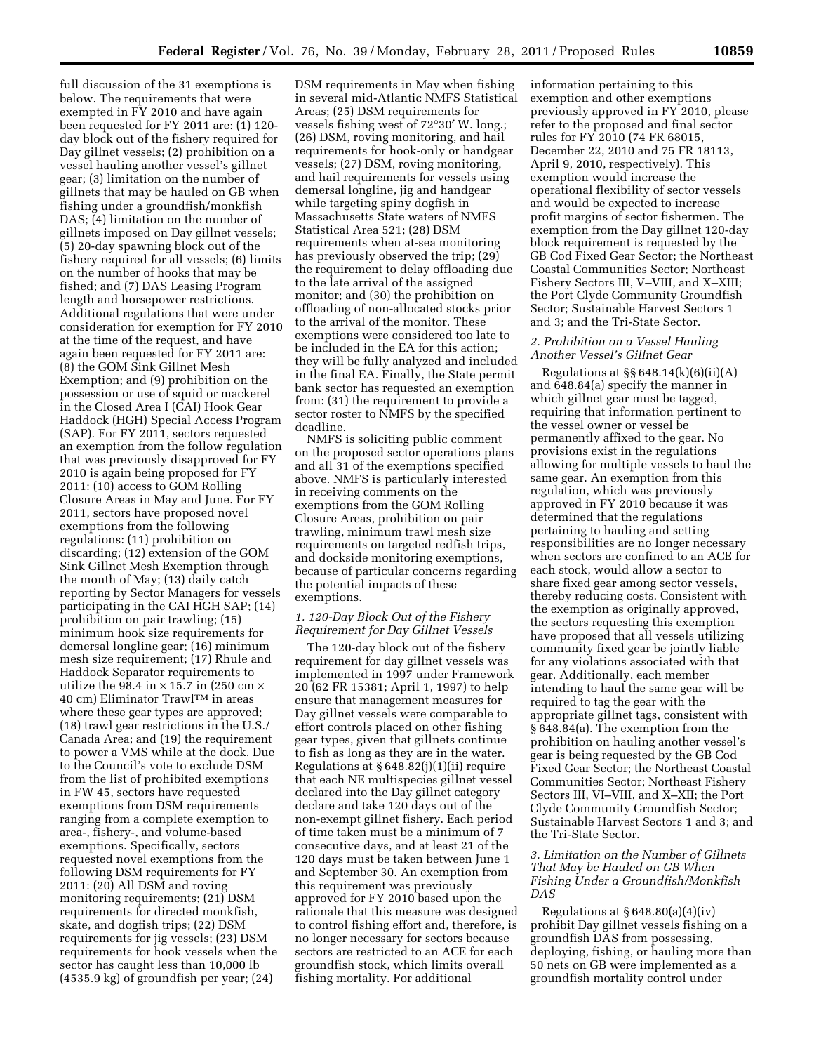full discussion of the 31 exemptions is below. The requirements that were exempted in FY 2010 and have again been requested for FY 2011 are: (1) 120-day block out of the fishery required for Day gillnet vessels; (2) prohibition on a vessel hauling another vessel's gillnet gear; (3) limitation on the number of gillnets that may be hauled on GB when fishing under a groundfish/monkfish DAS; (4) limitation on the number of gillnets imposed on Day gillnet vessels; (5) 20-day spawning block out of the fishery required for all vessels; (6) limits on the number of hooks that may be fished; and (7) DAS Leasing Program length and horsepower restrictions. Additional regulations that were under consideration for exemption for FY 2010 at the time of the request, and have again been requested for FY 2011 are: (8) the GOM Sink Gillnet Mesh Exemption; and (9) prohibition on the possession or use of squid or mackerel in the Closed Area I (CAI) Hook Gear Haddock (HGH) Special Access Program (SAP). For FY 2011, sectors requested an exemption from the follow regulation that was previously disapproved for FY 2010 is again being proposed for FY 2011: (10) access to GOM Rolling Closure Areas in May and June. For FY 2011, sectors have proposed novel exemptions from the following regulations: (11) prohibition on discarding; (12) extension of the GOM Sink Gillnet Mesh Exemption through the month of May; (13) daily catch reporting by Sector Managers for vessels participating in the CAI HGH SAP; (14) prohibition on pair trawling; (15) minimum hook size requirements for demersal longline gear; (16) minimum mesh size requirement; (17) Rhule and Haddock Separator requirements to utilize the 98.4 in × 15.7 in (250 cm × 40 cm) Eliminator Trawl™ in areas where these gear types are approved; (18) trawl gear restrictions in the U.S./Canada Area; and (19) the requirement to power a VMS while at the dock. Due to the Council's vote to exclude DSM from the list of prohibited exemptions in FW 45, sectors have requested exemptions from DSM requirements ranging from a complete exemption to area-, fishery-, and volume-based exemptions. Specifically, sectors requested novel exemptions from the following DSM requirements for FY 2011: (20) All DSM and roving monitoring requirements; (21) DSM requirements for directed monkfish, skate, and dogfish trips; (22) DSM requirements for jig vessels; (23) DSM requirements for hook vessels when the sector has caught less than 10,000 lb (4535.9 kg) of groundfish per year; (24) DSM requirements in May when fishing in several mid-Atlantic NMFS Statistical Areas; (25) DSM requirements for vessels fishing west of 72°30′ W. long.; (26) DSM, roving monitoring, and hail requirements for hook-only or handgear vessels; (27) DSM, roving monitoring, and hail requirements for vessels using demersal longline, jig and handgear while targeting spiny dogfish in Massachusetts State waters of NMFS Statistical Area 521; (28) DSM requirements when at-sea monitoring has previously observed the trip; (29) the requirement to delay offloading due to the late arrival of the assigned monitor; and (30) the prohibition on offloading of non-allocated stocks prior to the arrival of the monitor. These exemptions were considered too late to be included in the EA for this action; they will be fully analyzed and included in the final EA. Finally, the State permit bank sector has requested an exemption from: (31) the requirement to provide a sector roster to NMFS by the specified deadline.

NMFS is soliciting public comment on the proposed sector operations plans and all 31 of the exemptions specified above. NMFS is particularly interested in receiving comments on the exemptions from the GOM Rolling Closure Areas, prohibition on pair trawling, minimum trawl mesh size requirements on targeted redfish trips, and dockside monitoring exemptions, because of particular concerns regarding the potential impacts of these exemptions.

### *1. 120-Day Block Out of the Fishery Requirement for Day Gillnet Vessels*

The 120-day block out of the fishery requirement for day gillnet vessels was implemented in 1997 under Framework 20 (62 FR 15381; April 1, 1997) to help ensure that management measures for Day gillnet vessels were comparable to effort controls placed on other fishing gear types, given that gillnets continue to fish as long as they are in the water. Regulations at § 648.82(j)(1)(ii) require that each NE multispecies gillnet vessel declared into the Day gillnet category declare and take 120 days out of the non-exempt gillnet fishery. Each period of time taken must be a minimum of 7 consecutive days, and at least 21 of the 120 days must be taken between June 1 and September 30. An exemption from this requirement was previously approved for FY 2010 based upon the rationale that this measure was designed to control fishing effort and, therefore, is no longer necessary for sectors because sectors are restricted to an ACE for each groundfish stock, which limits overall fishing mortality. For additional information pertaining to this exemption and other exemptions previously approved in FY 2010, please refer to the proposed and final sector rules for FY 2010 (74 FR 68015, December 22, 2010 and 75 FR 18113, April 9, 2010, respectively). This exemption would increase the operational flexibility of sector vessels and would be expected to increase profit margins of sector fishermen. The exemption from the Day gillnet 120-day block requirement is requested by the GB Cod Fixed Gear Sector; the Northeast Coastal Communities Sector; Northeast Fishery Sectors III, V–VIII, and X–XIII; the Port Clyde Community Groundfish Sector; Sustainable Harvest Sectors 1 and 3; and the Tri-State Sector.

### *2. Prohibition on a Vessel Hauling Another Vessel's Gillnet Gear*

Regulations at §§ 648.14(k)(6)(ii)(A) and 648.84(a) specify the manner in which gillnet gear must be tagged, requiring that information pertinent to the vessel owner or vessel be permanently affixed to the gear. No provisions exist in the regulations allowing for multiple vessels to haul the same gear. An exemption from this regulation, which was previously approved in FY 2010 because it was determined that the regulations pertaining to hauling and setting responsibilities are no longer necessary when sectors are confined to an ACE for each stock, would allow a sector to share fixed gear among sector vessels, thereby reducing costs. Consistent with the exemption as originally approved, the sectors requesting this exemption have proposed that all vessels utilizing community fixed gear be jointly liable for any violations associated with that gear. Additionally, each member intending to haul the same gear will be required to tag the gear with the appropriate gillnet tags, consistent with § 648.84(a). The exemption from the prohibition on hauling another vessel's gear is being requested by the GB Cod Fixed Gear Sector; the Northeast Coastal Communities Sector; Northeast Fishery Sectors III, VI–VIII, and X–XII; the Port Clyde Community Groundfish Sector; Sustainable Harvest Sectors 1 and 3; and the Tri-State Sector.

### *3. Limitation on the Number of Gillnets That May be Hauled on GB When Fishing Under a Groundfish/Monkfish DAS*

Regulations at § 648.80(a)(4)(iv) prohibit Day gillnet vessels fishing on a groundfish DAS from possessing, deploying, fishing, or hauling more than 50 nets on GB were implemented as a groundfish mortality control under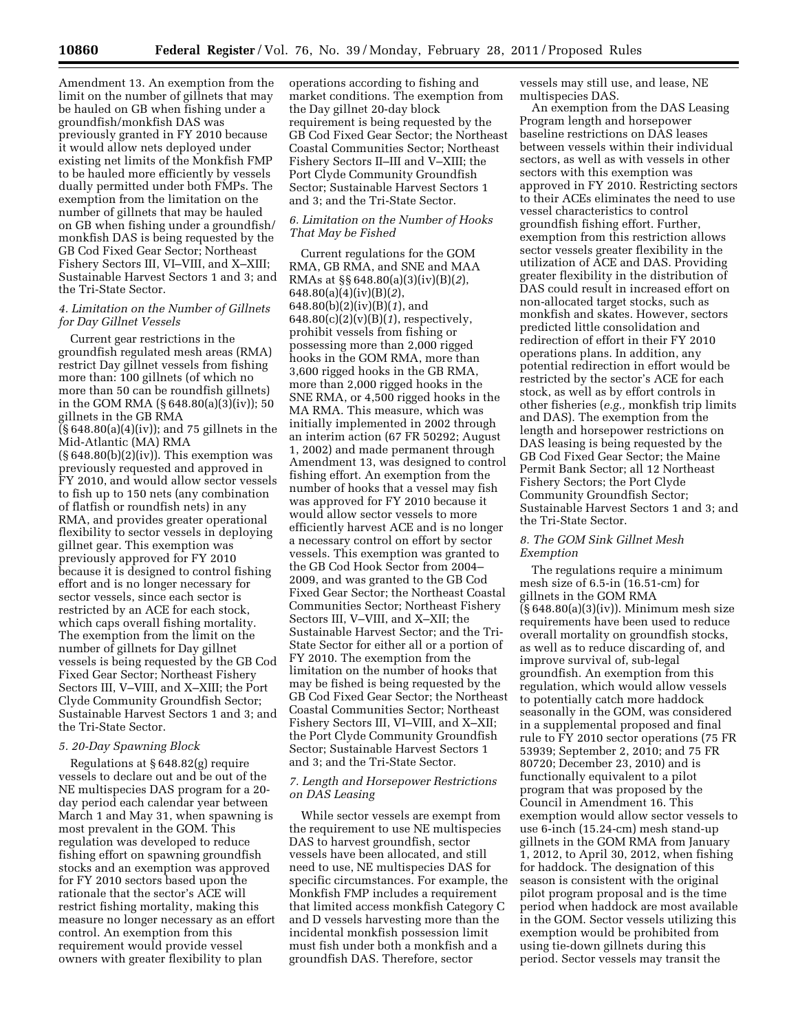Amendment 13. An exemption from the limit on the number of gillnets that may be hauled on GB when fishing under a groundfish/monkfish DAS was previously granted in FY 2010 because it would allow nets deployed under existing net limits of the Monkfish FMP to be hauled more efficiently by vessels dually permitted under both FMPs. The exemption from the limitation on the number of gillnets that may be hauled on GB when fishing under a groundfish/monkfish DAS is being requested by the GB Cod Fixed Gear Sector; Northeast Fishery Sectors III, VI–VIII, and X–XIII; Sustainable Harvest Sectors 1 and 3; and the Tri-State Sector.

### *4. Limitation on the Number of Gillnets for Day Gillnet Vessels*

Current gear restrictions in the groundfish regulated mesh areas (RMA) restrict Day gillnet vessels from fishing more than: 100 gillnets (of which no more than 50 can be roundfish gillnets) in the GOM RMA (§ 648.80(a)(3)(iv)); 50 gillnets in the GB RMA (§ 648.80(a)(4)(iv)); and 75 gillnets in the Mid-Atlantic (MA) RMA (§ 648.80(b)(2)(iv)). This exemption was previously requested and approved in FY 2010, and would allow sector vessels to fish up to 150 nets (any combination of flatfish or roundfish nets) in any RMA, and provides greater operational flexibility to sector vessels in deploying gillnet gear. This exemption was previously approved for FY 2010 because it is designed to control fishing effort and is no longer necessary for sector vessels, since each sector is restricted by an ACE for each stock, which caps overall fishing mortality. The exemption from the limit on the number of gillnets for Day gillnet vessels is being requested by the GB Cod Fixed Gear Sector; Northeast Fishery Sectors III, V–VIII, and X–XIII; the Port Clyde Community Groundfish Sector; Sustainable Harvest Sectors 1 and 3; and the Tri-State Sector.

### *5. 20-Day Spawning Block*

Regulations at § 648.82(g) require vessels to declare out and be out of the NE multispecies DAS program for a 20-day period each calendar year between March 1 and May 31, when spawning is most prevalent in the GOM. This regulation was developed to reduce fishing effort on spawning groundfish stocks and an exemption was approved for FY 2010 sectors based upon the rationale that the sector's ACE will restrict fishing mortality, making this measure no longer necessary as an effort control. An exemption from this requirement would provide vessel owners with greater flexibility to plan operations according to fishing and market conditions. The exemption from the Day gillnet 20-day block requirement is being requested by the GB Cod Fixed Gear Sector; the Northeast Coastal Communities Sector; Northeast Fishery Sectors II–III and V–XIII; the Port Clyde Community Groundfish Sector; Sustainable Harvest Sectors 1 and 3; and the Tri-State Sector.

### *6. Limitation on the Number of Hooks That May be Fished*

Current regulations for the GOM RMA, GB RMA, and SNE and MAA RMAs at §§ 648.80(a)(3)(iv)(B)(*2*), 648.80(a)(4)(iv)(B)(*2*), 648.80(b)(2)(iv)(B)(*1*), and 648.80(c)(2)(v)(B)(*1*), respectively, prohibit vessels from fishing or possessing more than 2,000 rigged hooks in the GOM RMA, more than 3,600 rigged hooks in the GB RMA, more than 2,000 rigged hooks in the SNE RMA, or 4,500 rigged hooks in the MA RMA. This measure, which was initially implemented in 2002 through an interim action (67 FR 50292; August 1, 2002) and made permanent through Amendment 13, was designed to control fishing effort. An exemption from the number of hooks that a vessel may fish was approved for FY 2010 because it would allow sector vessels to more efficiently harvest ACE and is no longer a necessary control on effort by sector vessels. This exemption was granted to the GB Cod Hook Sector from 2004–2009, and was granted to the GB Cod Fixed Gear Sector; the Northeast Coastal Communities Sector; Northeast Fishery Sectors III, V–VIII, and X–XII; the Sustainable Harvest Sector; and the Tri-State Sector for either all or a portion of FY 2010. The exemption from the limitation on the number of hooks that may be fished is being requested by the GB Cod Fixed Gear Sector; the Northeast Coastal Communities Sector; Northeast Fishery Sectors III, VI–VIII, and X–XII; the Port Clyde Community Groundfish Sector; Sustainable Harvest Sectors 1 and 3; and the Tri-State Sector.

### *7. Length and Horsepower Restrictions on DAS Leasing*

While sector vessels are exempt from the requirement to use NE multispecies DAS to harvest groundfish, sector vessels have been allocated, and still need to use, NE multispecies DAS for specific circumstances. For example, the Monkfish FMP includes a requirement that limited access monkfish Category C and D vessels harvesting more than the incidental monkfish possession limit must fish under both a monkfish and a groundfish DAS. Therefore, sector vessels may still use, and lease, NE multispecies DAS.

An exemption from the DAS Leasing Program length and horsepower baseline restrictions on DAS leases between vessels within their individual sectors, as well as with vessels in other sectors with this exemption was approved in FY 2010. Restricting sectors to their ACEs eliminates the need to use vessel characteristics to control groundfish fishing effort. Further, exemption from this restriction allows sector vessels greater flexibility in the utilization of ACE and DAS. Providing greater flexibility in the distribution of DAS could result in increased effort on non-allocated target stocks, such as monkfish and skates. However, sectors predicted little consolidation and redirection of effort in their FY 2010 operations plans. In addition, any potential redirection in effort would be restricted by the sector's ACE for each stock, as well as by effort controls in other fisheries (*e.g.,* monkfish trip limits and DAS). The exemption from the length and horsepower restrictions on DAS leasing is being requested by the GB Cod Fixed Gear Sector; the Maine Permit Bank Sector; all 12 Northeast Fishery Sectors; the Port Clyde Community Groundfish Sector; Sustainable Harvest Sectors 1 and 3; and the Tri-State Sector.

### *8. The GOM Sink Gillnet Mesh Exemption*

The regulations require a minimum mesh size of 6.5-in (16.51-cm) for gillnets in the GOM RMA (§ 648.80(a)(3)(iv)). Minimum mesh size requirements have been used to reduce overall mortality on groundfish stocks, as well as to reduce discarding of, and improve survival of, sub-legal groundfish. An exemption from this regulation, which would allow vessels to potentially catch more haddock seasonally in the GOM, was considered in a supplemental proposed and final rule to FY 2010 sector operations (75 FR 53939; September 2, 2010; and 75 FR 80720; December 23, 2010) and is functionally equivalent to a pilot program that was proposed by the Council in Amendment 16. This exemption would allow sector vessels to use 6-inch (15.24-cm) mesh stand-up gillnets in the GOM RMA from January 1, 2012, to April 30, 2012, when fishing for haddock. The designation of this season is consistent with the original pilot program proposal and is the time period when haddock are most available in the GOM. Sector vessels utilizing this exemption would be prohibited from using tie-down gillnets during this period. Sector vessels may transit the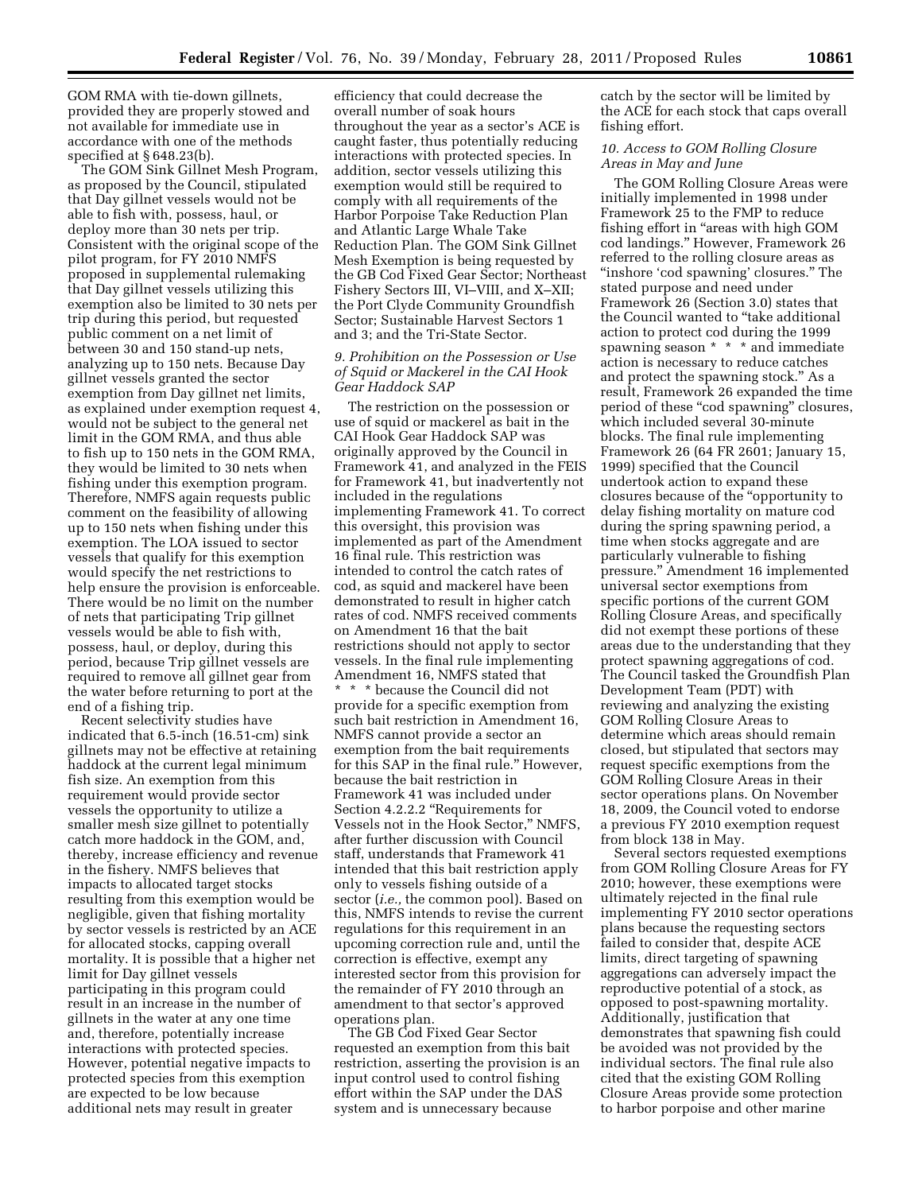GOM RMA with tie-down gillnets, provided they are properly stowed and not available for immediate use in accordance with one of the methods specified at § 648.23(b).

The GOM Sink Gillnet Mesh Program, as proposed by the Council, stipulated that Day gillnet vessels would not be able to fish with, possess, haul, or deploy more than 30 nets per trip. Consistent with the original scope of the pilot program, for FY 2010 NMFS proposed in supplemental rulemaking that Day gillnet vessels utilizing this exemption also be limited to 30 nets per trip during this period, but requested public comment on a net limit of between 30 and 150 stand-up nets, analyzing up to 150 nets. Because Day gillnet vessels granted the sector exemption from Day gillnet net limits, as explained under exemption request 4, would not be subject to the general net limit in the GOM RMA, and thus able to fish up to 150 nets in the GOM RMA, they would be limited to 30 nets when fishing under this exemption program. Therefore, NMFS again requests public comment on the feasibility of allowing up to 150 nets when fishing under this exemption. The LOA issued to sector vessels that qualify for this exemption would specify the net restrictions to help ensure the provision is enforceable. There would be no limit on the number of nets that participating Trip gillnet vessels would be able to fish with, possess, haul, or deploy, during this period, because Trip gillnet vessels are required to remove all gillnet gear from the water before returning to port at the end of a fishing trip.

Recent selectivity studies have indicated that 6.5-inch (16.51-cm) sink gillnets may not be effective at retaining haddock at the current legal minimum fish size. An exemption from this requirement would provide sector vessels the opportunity to utilize a smaller mesh size gillnet to potentially catch more haddock in the GOM, and, thereby, increase efficiency and revenue in the fishery. NMFS believes that impacts to allocated target stocks resulting from this exemption would be negligible, given that fishing mortality by sector vessels is restricted by an ACE for allocated stocks, capping overall mortality. It is possible that a higher net limit for Day gillnet vessels participating in this program could result in an increase in the number of gillnets in the water at any one time and, therefore, potentially increase interactions with protected species. However, potential negative impacts to protected species from this exemption are expected to be low because additional nets may result in greater efficiency that could decrease the overall number of soak hours throughout the year as a sector's ACE is caught faster, thus potentially reducing interactions with protected species. In addition, sector vessels utilizing this exemption would still be required to comply with all requirements of the Harbor Porpoise Take Reduction Plan and Atlantic Large Whale Take Reduction Plan. The GOM Sink Gillnet Mesh Exemption is being requested by the GB Cod Fixed Gear Sector; Northeast Fishery Sectors III, VI–VIII, and X–XII; the Port Clyde Community Groundfish Sector; Sustainable Harvest Sectors 1 and 3; and the Tri-State Sector.

*9. Prohibition on the Possession or Use of Squid or Mackerel in the CAI Hook Gear Haddock SAP*

The restriction on the possession or use of squid or mackerel as bait in the CAI Hook Gear Haddock SAP was originally approved by the Council in Framework 41, and analyzed in the FEIS for Framework 41, but inadvertently not included in the regulations implementing Framework 41. To correct this oversight, this provision was implemented as part of the Amendment 16 final rule. This restriction was intended to control the catch rates of cod, as squid and mackerel have been demonstrated to result in higher catch rates of cod. NMFS received comments on Amendment 16 that the bait restrictions should not apply to sector vessels. In the final rule implementing Amendment 16, NMFS stated that * * * because the Council did not provide for a specific exemption from such bait restriction in Amendment 16, NMFS cannot provide a sector an exemption from the bait requirements for this SAP in the final rule." However, because the bait restriction in Framework 41 was included under Section 4.2.2.2 "Requirements for Vessels not in the Hook Sector," NMFS, after further discussion with Council staff, understands that Framework 41 intended that this bait restriction apply only to vessels fishing outside of a sector (*i.e.*, the common pool). Based on this, NMFS intends to revise the current regulations for this requirement in an upcoming correction rule and, until the correction is effective, exempt any interested sector from this provision for the remainder of FY 2010 through an amendment to that sector's approved operations plan.

The GB Cod Fixed Gear Sector requested an exemption from this bait restriction, asserting the provision is an input control used to control fishing effort within the SAP under the DAS system and is unnecessary because catch by the sector will be limited by the ACE for each stock that caps overall fishing effort.

*10. Access to GOM Rolling Closure Areas in May and June*

The GOM Rolling Closure Areas were initially implemented in 1998 under Framework 25 to the FMP to reduce fishing effort in "areas with high GOM cod landings." However, Framework 26 referred to the rolling closure areas as "inshore 'cod spawning' closures." The stated purpose and need under Framework 26 (Section 3.0) states that the Council wanted to "take additional action to protect cod during the 1999 spawning season * * * and immediate action is necessary to reduce catches and protect the spawning stock." As a result, Framework 26 expanded the time period of these "cod spawning" closures, which included several 30-minute blocks. The final rule implementing Framework 26 (64 FR 2601; January 15, 1999) specified that the Council undertook action to expand these closures because of the "opportunity to delay fishing mortality on mature cod during the spring spawning period, a time when stocks aggregate and are particularly vulnerable to fishing pressure." Amendment 16 implemented universal sector exemptions from specific portions of the current GOM Rolling Closure Areas, and specifically did not exempt these portions of these areas due to the understanding that they protect spawning aggregations of cod. The Council tasked the Groundfish Plan Development Team (PDT) with reviewing and analyzing the existing GOM Rolling Closure Areas to determine which areas should remain closed, but stipulated that sectors may request specific exemptions from the GOM Rolling Closure Areas in their sector operations plans. On November 18, 2009, the Council voted to endorse a previous FY 2010 exemption request from block 138 in May.

Several sectors requested exemptions from GOM Rolling Closure Areas for FY 2010; however, these exemptions were ultimately rejected in the final rule implementing FY 2010 sector operations plans because the requesting sectors failed to consider that, despite ACE limits, direct targeting of spawning aggregations can adversely impact the reproductive potential of a stock, as opposed to post-spawning mortality. Additionally, justification that demonstrates that spawning fish could be avoided was not provided by the individual sectors. The final rule also cited that the existing GOM Rolling Closure Areas provide some protection to harbor porpoise and other marine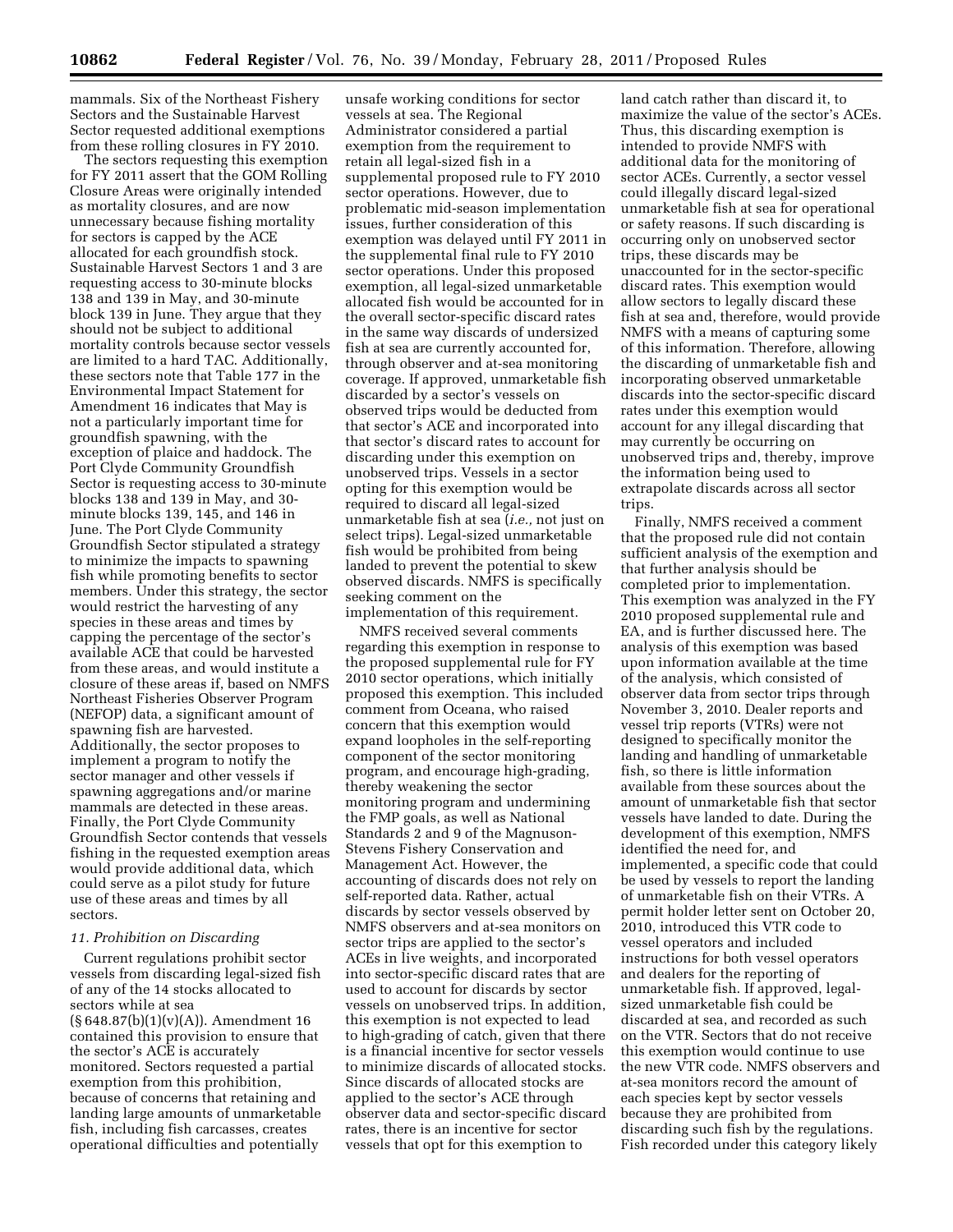mammals. Six of the Northeast Fishery Sectors and the Sustainable Harvest Sector requested additional exemptions from these rolling closures in FY 2010.

The sectors requesting this exemption for FY 2011 assert that the GOM Rolling Closure Areas were originally intended as mortality closures, and are now unnecessary because fishing mortality for sectors is capped by the ACE allocated for each groundfish stock. Sustainable Harvest Sectors 1 and 3 are requesting access to 30-minute blocks 138 and 139 in May, and 30-minute block 139 in June. They argue that they should not be subject to additional mortality controls because sector vessels are limited to a hard TAC. Additionally, these sectors note that Table 177 in the Environmental Impact Statement for Amendment 16 indicates that May is not a particularly important time for groundfish spawning, with the exception of plaice and haddock. The Port Clyde Community Groundfish Sector is requesting access to 30-minute blocks 138 and 139 in May, and 30-minute blocks 139, 145, and 146 in June. The Port Clyde Community Groundfish Sector stipulated a strategy to minimize the impacts to spawning fish while promoting benefits to sector members. Under this strategy, the sector would restrict the harvesting of any species in these areas and times by capping the percentage of the sector's available ACE that could be harvested from these areas, and would institute a closure of these areas if, based on NMFS Northeast Fisheries Observer Program (NEFOP) data, a significant amount of spawning fish are harvested. Additionally, the sector proposes to implement a program to notify the sector manager and other vessels if spawning aggregations and/or marine mammals are detected in these areas. Finally, the Port Clyde Community Groundfish Sector contends that vessels fishing in the requested exemption areas would provide additional data, which could serve as a pilot study for future use of these areas and times by all sectors.

### *11. Prohibition on Discarding*

Current regulations prohibit sector vessels from discarding legal-sized fish of any of the 14 stocks allocated to sectors while at sea (§ 648.87(b)(1)(v)(A)). Amendment 16 contained this provision to ensure that the sector's ACE is accurately monitored. Sectors requested a partial exemption from this prohibition, because of concerns that retaining and landing large amounts of unmarketable fish, including fish carcasses, creates operational difficulties and potentially unsafe working conditions for sector vessels at sea. The Regional Administrator considered a partial exemption from the requirement to retain all legal-sized fish in a supplemental proposed rule to FY 2010 sector operations. However, due to problematic mid-season implementation issues, further consideration of this exemption was delayed until FY 2011 in the supplemental final rule to FY 2010 sector operations. Under this proposed exemption, all legal-sized unmarketable allocated fish would be accounted for in the overall sector-specific discard rates in the same way discards of undersized fish at sea are currently accounted for, through observer and at-sea monitoring coverage. If approved, unmarketable fish discarded by a sector's vessels on observed trips would be deducted from that sector's ACE and incorporated into that sector's discard rates to account for discarding under this exemption on unobserved trips. Vessels in a sector opting for this exemption would be required to discard all legal-sized unmarketable fish at sea (*i.e.,* not just on select trips). Legal-sized unmarketable fish would be prohibited from being landed to prevent the potential to skew observed discards. NMFS is specifically seeking comment on the implementation of this requirement.

NMFS received several comments regarding this exemption in response to the proposed supplemental rule for FY 2010 sector operations, which initially proposed this exemption. This included comment from Oceana, who raised concern that this exemption would expand loopholes in the self-reporting component of the sector monitoring program, and encourage high-grading, thereby weakening the sector monitoring program and undermining the FMP goals, as well as National Standards 2 and 9 of the Magnuson-Stevens Fishery Conservation and Management Act. However, the accounting of discards does not rely on self-reported data. Rather, actual discards by sector vessels observed by NMFS observers and at-sea monitors on sector trips are applied to the sector's ACEs in live weights, and incorporated into sector-specific discard rates that are used to account for discards by sector vessels on unobserved trips. In addition, this exemption is not expected to lead to high-grading of catch, given that there is a financial incentive for sector vessels to minimize discards of allocated stocks. Since discards of allocated stocks are applied to the sector's ACE through observer data and sector-specific discard rates, there is an incentive for sector vessels that opt for this exemption to land catch rather than discard it, to maximize the value of the sector's ACEs. Thus, this discarding exemption is intended to provide NMFS with additional data for the monitoring of sector ACEs. Currently, a sector vessel could illegally discard legal-sized unmarketable fish at sea for operational or safety reasons. If such discarding is occurring only on unobserved sector trips, these discards may be unaccounted for in the sector-specific discard rates. This exemption would allow sectors to legally discard these fish at sea and, therefore, would provide NMFS with a means of capturing some of this information. Therefore, allowing the discarding of unmarketable fish and incorporating observed unmarketable discards into the sector-specific discard rates under this exemption would account for any illegal discarding that may currently be occurring on unobserved trips and, thereby, improve the information being used to extrapolate discards across all sector trips.

Finally, NMFS received a comment that the proposed rule did not contain sufficient analysis of the exemption and that further analysis should be completed prior to implementation. This exemption was analyzed in the FY 2010 proposed supplemental rule and EA, and is further discussed here. The analysis of this exemption was based upon information available at the time of the analysis, which consisted of observer data from sector trips through November 3, 2010. Dealer reports and vessel trip reports (VTRs) were not designed to specifically monitor the landing and handling of unmarketable fish, so there is little information available from these sources about the amount of unmarketable fish that sector vessels have landed to date. During the development of this exemption, NMFS identified the need for, and implemented, a specific code that could be used by vessels to report the landing of unmarketable fish on their VTRs. A permit holder letter sent on October 20, 2010, introduced this VTR code to vessel operators and included instructions for both vessel operators and dealers for the reporting of unmarketable fish. If approved, legal-sized unmarketable fish could be discarded at sea, and recorded as such on the VTR. Sectors that do not receive this exemption would continue to use the new VTR code. NMFS observers and at-sea monitors record the amount of each species kept by sector vessels because they are prohibited from discarding such fish by the regulations. Fish recorded under this category likely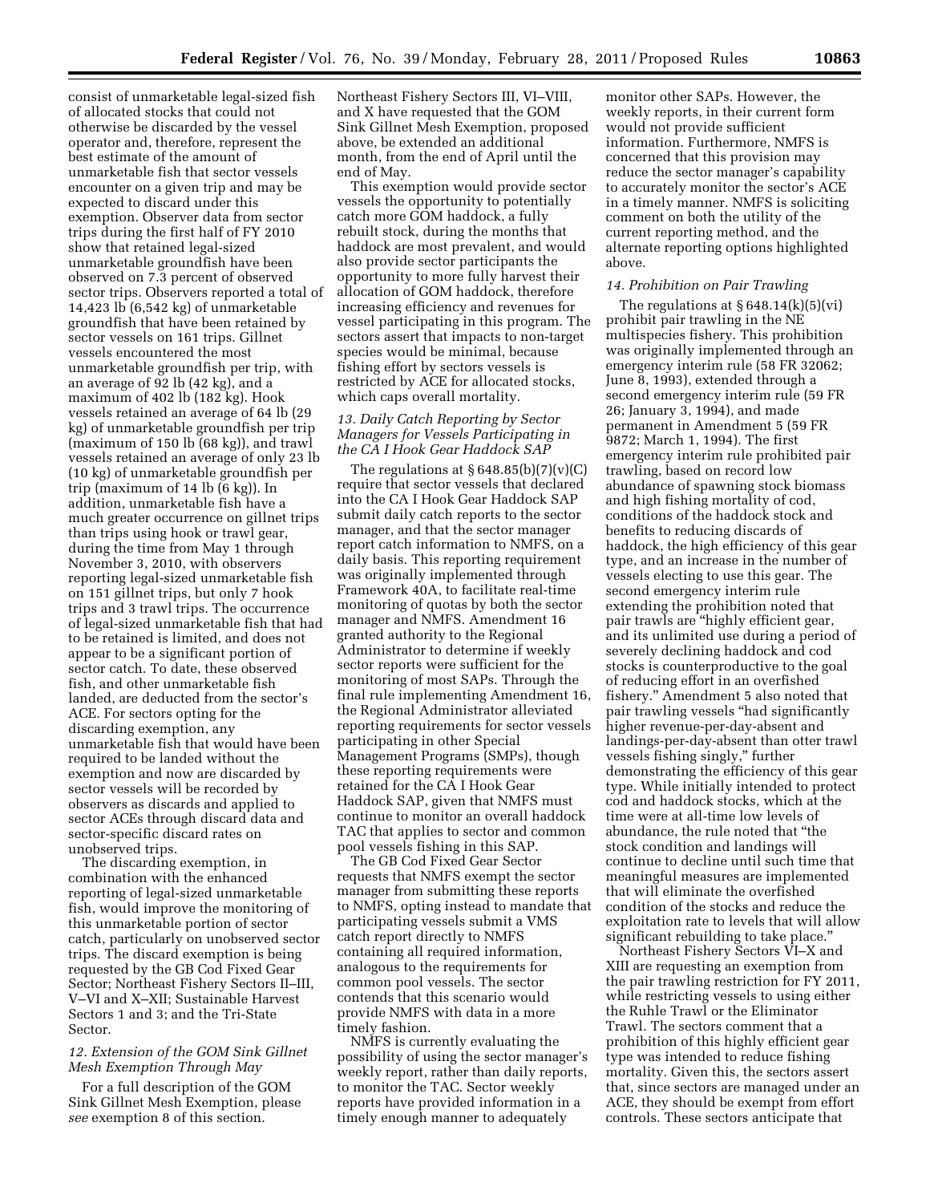consist of unmarketable legal-sized fish of allocated stocks that could not otherwise be discarded by the vessel operator and, therefore, represent the best estimate of the amount of unmarketable fish that sector vessels encounter on a given trip and may be expected to discard under this exemption. Observer data from sector trips during the first half of FY 2010 show that retained legal-sized unmarketable groundfish have been observed on 7.3 percent of observed sector trips. Observers reported a total of 14,423 lb (6,542 kg) of unmarketable groundfish that have been retained by sector vessels on 161 trips. Gillnet vessels encountered the most unmarketable groundfish per trip, with an average of 92 lb (42 kg), and a maximum of 402 lb (182 kg). Hook vessels retained an average of 64 lb (29 kg) of unmarketable groundfish per trip (maximum of 150 lb (68 kg)), and trawl vessels retained an average of only 23 lb (10 kg) of unmarketable groundfish per trip (maximum of 14 lb (6 kg)). In addition, unmarketable fish have a much greater occurrence on gillnet trips than trips using hook or trawl gear, during the time from May 1 through November 3, 2010, with observers reporting legal-sized unmarketable fish on 151 gillnet trips, but only 7 hook trips and 3 trawl trips. The occurrence of legal-sized unmarketable fish that had to be retained is limited, and does not appear to be a significant portion of sector catch. To date, these observed fish, and other unmarketable fish landed, are deducted from the sector's ACE. For sectors opting for the discarding exemption, any unmarketable fish that would have been required to be landed without the exemption and now are discarded by sector vessels will be recorded by observers as discards and applied to sector ACEs through discard data and sector-specific discard rates on unobserved trips.

The discarding exemption, in combination with the enhanced reporting of legal-sized unmarketable fish, would improve the monitoring of this unmarketable portion of sector catch, particularly on unobserved sector trips. The discard exemption is being requested by the GB Cod Fixed Gear Sector; Northeast Fishery Sectors II–III, V–VI and X–XII; Sustainable Harvest Sectors 1 and 3; and the Tri-State Sector.

*12. Extension of the GOM Sink Gillnet Mesh Exemption Through May*

For a full description of the GOM Sink Gillnet Mesh Exemption, please *see* exemption 8 of this section. Northeast Fishery Sectors III, VI–VIII, and X have requested that the GOM Sink Gillnet Mesh Exemption, proposed above, be extended an additional month, from the end of April until the end of May.

This exemption would provide sector vessels the opportunity to potentially catch more GOM haddock, a fully rebuilt stock, during the months that haddock are most prevalent, and would also provide sector participants the opportunity to more fully harvest their allocation of GOM haddock, therefore increasing efficiency and revenues for vessel participating in this program. The sectors assert that impacts to non-target species would be minimal, because fishing effort by sectors vessels is restricted by ACE for allocated stocks, which caps overall mortality.

*13. Daily Catch Reporting by Sector Managers for Vessels Participating in the CA I Hook Gear Haddock SAP*

The regulations at § 648.85(b)(7)(v)(C) require that sector vessels that declared into the CA I Hook Gear Haddock SAP submit daily catch reports to the sector manager, and that the sector manager report catch information to NMFS, on a daily basis. This reporting requirement was originally implemented through Framework 40A, to facilitate real-time monitoring of quotas by both the sector manager and NMFS. Amendment 16 granted authority to the Regional Administrator to determine if weekly sector reports were sufficient for the monitoring of most SAPs. Through the final rule implementing Amendment 16, the Regional Administrator alleviated reporting requirements for sector vessels participating in other Special Management Programs (SMPs), though these reporting requirements were retained for the CA I Hook Gear Haddock SAP, given that NMFS must continue to monitor an overall haddock TAC that applies to sector and common pool vessels fishing in this SAP.

The GB Cod Fixed Gear Sector requests that NMFS exempt the sector manager from submitting these reports to NMFS, opting instead to mandate that participating vessels submit a VMS catch report directly to NMFS containing all required information, analogous to the requirements for common pool vessels. The sector contends that this scenario would provide NMFS with data in a more timely fashion.

NMFS is currently evaluating the possibility of using the sector manager's weekly report, rather than daily reports, to monitor the TAC. Sector weekly reports have provided information in a timely enough manner to adequately monitor other SAPs. However, the weekly reports, in their current form would not provide sufficient information. Furthermore, NMFS is concerned that this provision may reduce the sector manager's capability to accurately monitor the sector's ACE in a timely manner. NMFS is soliciting comment on both the utility of the current reporting method, and the alternate reporting options highlighted above.

*14. Prohibition on Pair Trawling*

The regulations at § 648.14(k)(5)(vi) prohibit pair trawling in the NE multispecies fishery. This prohibition was originally implemented through an emergency interim rule (58 FR 32062; June 8, 1993), extended through a second emergency interim rule (59 FR 26; January 3, 1994), and made permanent in Amendment 5 (59 FR 9872; March 1, 1994). The first emergency interim rule prohibited pair trawling, based on record low abundance of spawning stock biomass and high fishing mortality of cod, conditions of the haddock stock and benefits to reducing discards of haddock, the high efficiency of this gear type, and an increase in the number of vessels electing to use this gear. The second emergency interim rule extending the prohibition noted that pair trawls are "highly efficient gear, and its unlimited use during a period of severely declining haddock and cod stocks is counterproductive to the goal of reducing effort in an overfished fishery." Amendment 5 also noted that pair trawling vessels "had significantly higher revenue-per-day-absent and landings-per-day-absent than otter trawl vessels fishing singly," further demonstrating the efficiency of this gear type. While initially intended to protect cod and haddock stocks, which at the time were at all-time low levels of abundance, the rule noted that "the stock condition and landings will continue to decline until such time that meaningful measures are implemented that will eliminate the overfished condition of the stocks and reduce the exploitation rate to levels that will allow significant rebuilding to take place."

Northeast Fishery Sectors VI–X and XIII are requesting an exemption from the pair trawling restriction for FY 2011, while restricting vessels to using either the Ruhle Trawl or the Eliminator Trawl. The sectors comment that a prohibition of this highly efficient gear type was intended to reduce fishing mortality. Given this, the sectors assert that, since sectors are managed under an ACE, they should be exempt from effort controls. These sectors anticipate that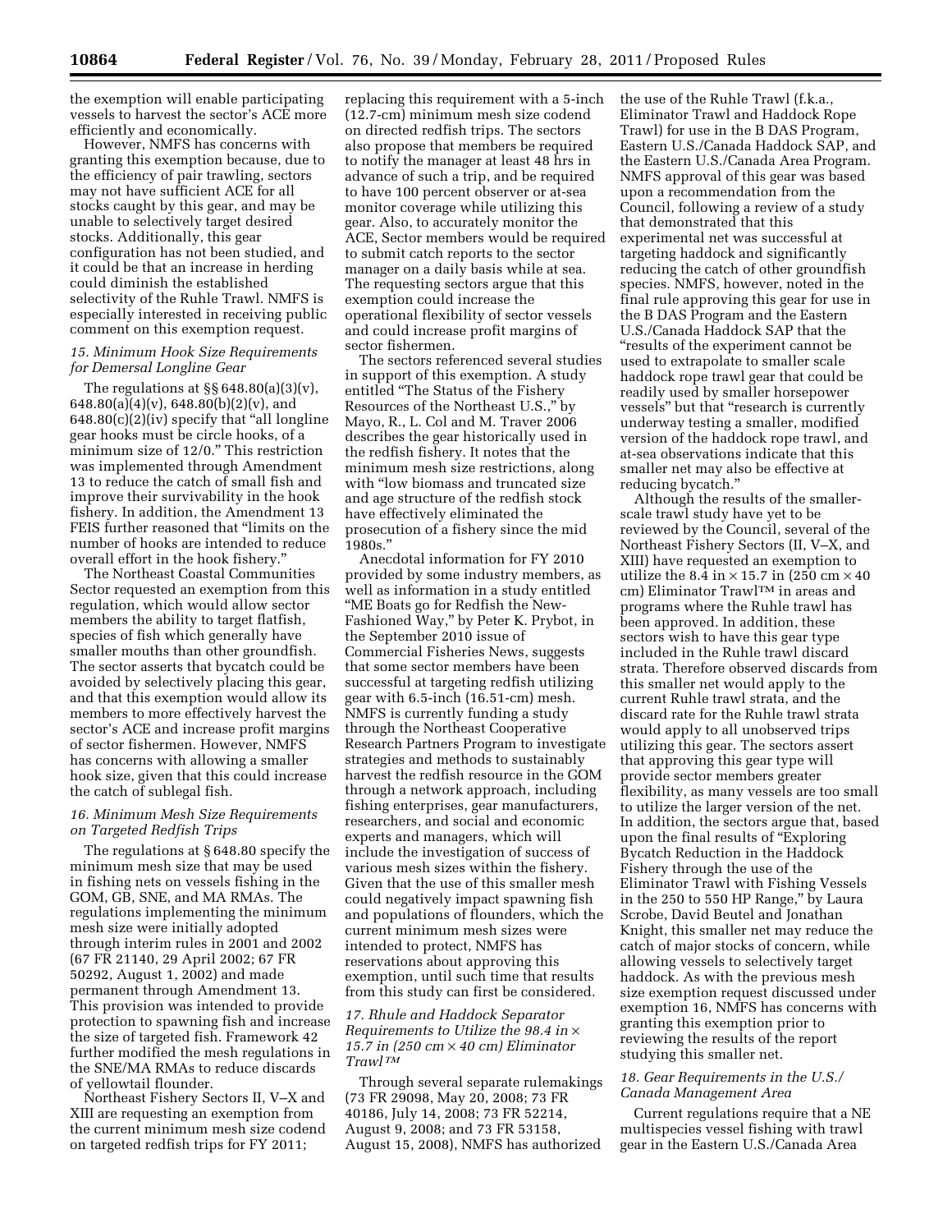the exemption will enable participating vessels to harvest the sector's ACE more efficiently and economically.

However, NMFS has concerns with granting this exemption because, due to the efficiency of pair trawling, sectors may not have sufficient ACE for all stocks caught by this gear, and may be unable to selectively target desired stocks. Additionally, this gear configuration has not been studied, and it could be that an increase in herding could diminish the established selectivity of the Ruhle Trawl. NMFS is especially interested in receiving public comment on this exemption request.

### *15. Minimum Hook Size Requirements for Demersal Longline Gear*

The regulations at §§ 648.80(a)(3)(v), 648.80(a)(4)(v), 648.80(b)(2)(v), and 648.80(c)(2)(iv) specify that "all longline gear hooks must be circle hooks, of a minimum size of 12/0." This restriction was implemented through Amendment 13 to reduce the catch of small fish and improve their survivability in the hook fishery. In addition, the Amendment 13 FEIS further reasoned that "limits on the number of hooks are intended to reduce overall effort in the hook fishery."

The Northeast Coastal Communities Sector requested an exemption from this regulation, which would allow sector members the ability to target flatfish, species of fish which generally have smaller mouths than other groundfish. The sector asserts that bycatch could be avoided by selectively placing this gear, and that this exemption would allow its members to more effectively harvest the sector's ACE and increase profit margins of sector fishermen. However, NMFS has concerns with allowing a smaller hook size, given that this could increase the catch of sublegal fish.

### *16. Minimum Mesh Size Requirements on Targeted Redfish Trips*

The regulations at § 648.80 specify the minimum mesh size that may be used in fishing nets on vessels fishing in the GOM, GB, SNE, and MA RMAs. The regulations implementing the minimum mesh size were initially adopted through interim rules in 2001 and 2002 (67 FR 21140, 29 April 2002; 67 FR 50292, August 1, 2002) and made permanent through Amendment 13. This provision was intended to provide protection to spawning fish and increase the size of targeted fish. Framework 42 further modified the mesh regulations in the SNE/MA RMAs to reduce discards of yellowtail flounder.

Northeast Fishery Sectors II, V–X and XIII are requesting an exemption from the current minimum mesh size codend on targeted redfish trips for FY 2011; replacing this requirement with a 5-inch (12.7-cm) minimum mesh size codend on directed redfish trips. The sectors also propose that members be required to notify the manager at least 48 hrs in advance of such a trip, and be required to have 100 percent observer or at-sea monitor coverage while utilizing this gear. Also, to accurately monitor the ACE, Sector members would be required to submit catch reports to the sector manager on a daily basis while at sea. The requesting sectors argue that this exemption could increase the operational flexibility of sector vessels and could increase profit margins of sector fishermen.

The sectors referenced several studies in support of this exemption. A study entitled "The Status of the Fishery Resources of the Northeast U.S.," by Mayo, R., L. Col and M. Traver 2006 describes the gear historically used in the redfish fishery. It notes that the minimum mesh size restrictions, along with "low biomass and truncated size and age structure of the redfish stock have effectively eliminated the prosecution of a fishery since the mid 1980s."

Anecdotal information for FY 2010 provided by some industry members, as well as information in a study entitled "ME Boats go for Redfish the New-Fashioned Way," by Peter K. Prybot, in the September 2010 issue of Commercial Fisheries News, suggests that some sector members have been successful at targeting redfish utilizing gear with 6.5-inch (16.51-cm) mesh. NMFS is currently funding a study through the Northeast Cooperative Research Partners Program to investigate strategies and methods to sustainably harvest the redfish resource in the GOM through a network approach, including fishing enterprises, gear manufacturers, researchers, and social and economic experts and managers, which will include the investigation of success of various mesh sizes within the fishery. Given that the use of this smaller mesh could negatively impact spawning fish and populations of flounders, which the current minimum mesh sizes were intended to protect, NMFS has reservations about approving this exemption, until such time that results from this study can first be considered.

### *17. Rhule and Haddock Separator Requirements to Utilize the 98.4 in × 15.7 in (250 cm × 40 cm) Eliminator Trawl™*

Through several separate rulemakings (73 FR 29098, May 20, 2008; 73 FR 40186, July 14, 2008; 73 FR 52214, August 9, 2008; and 73 FR 53158, August 15, 2008), NMFS has authorized the use of the Ruhle Trawl (f.k.a., Eliminator Trawl and Haddock Rope Trawl) for use in the B DAS Program, Eastern U.S./Canada Haddock SAP, and the Eastern U.S./Canada Area Program. NMFS approval of this gear was based upon a recommendation from the Council, following a review of a study that demonstrated that this experimental net was successful at targeting haddock and significantly reducing the catch of other groundfish species. NMFS, however, noted in the final rule approving this gear for use in the B DAS Program and the Eastern U.S./Canada Haddock SAP that the "results of the experiment cannot be used to extrapolate to smaller scale haddock rope trawl gear that could be readily used by smaller horsepower vessels" but that "research is currently underway testing a smaller, modified version of the haddock rope trawl, and at-sea observations indicate that this smaller net may also be effective at reducing bycatch."

Although the results of the smaller-scale trawl study have yet to be reviewed by the Council, several of the Northeast Fishery Sectors (II, V–X, and XIII) have requested an exemption to utilize the 8.4 in × 15.7 in (250 cm × 40 cm) Eliminator Trawl™ in areas and programs where the Ruhle trawl has been approved. In addition, these sectors wish to have this gear type included in the Ruhle trawl discard strata. Therefore observed discards from this smaller net would apply to the current Ruhle trawl strata, and the discard rate for the Ruhle trawl strata would apply to all unobserved trips utilizing this gear. The sectors assert that approving this gear type will provide sector members greater flexibility, as many vessels are too small to utilize the larger version of the net. In addition, the sectors argue that, based upon the final results of "Exploring Bycatch Reduction in the Haddock Fishery through the use of the Eliminator Trawl with Fishing Vessels in the 250 to 550 HP Range," by Laura Scrobe, David Beutel and Jonathan Knight, this smaller net may reduce the catch of major stocks of concern, while allowing vessels to selectively target haddock. As with the previous mesh size exemption request discussed under exemption 16, NMFS has concerns with granting this exemption prior to reviewing the results of the report studying this smaller net.

### *18. Gear Requirements in the U.S./Canada Management Area*

Current regulations require that a NE multispecies vessel fishing with trawl gear in the Eastern U.S./Canada Area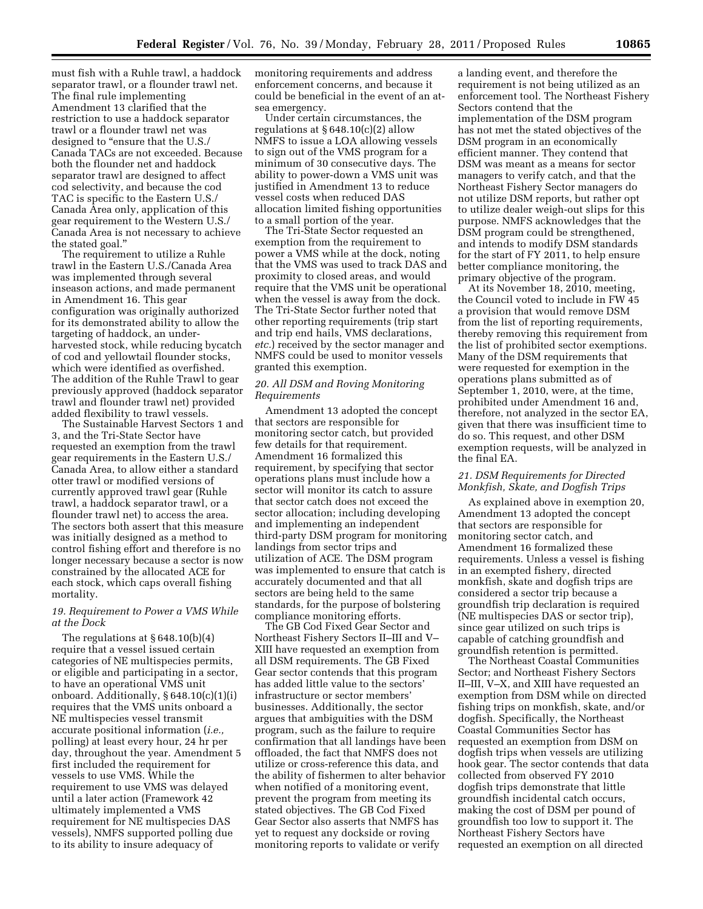must fish with a Ruhle trawl, a haddock separator trawl, or a flounder trawl net. The final rule implementing Amendment 13 clarified that the restriction to use a haddock separator trawl or a flounder trawl net was designed to "ensure that the U.S./Canada TACs are not exceeded. Because both the flounder net and haddock separator trawl are designed to affect cod selectivity, and because the cod TAC is specific to the Eastern U.S./Canada Area only, application of this gear requirement to the Western U.S./Canada Area is not necessary to achieve the stated goal."

The requirement to utilize a Ruhle trawl in the Eastern U.S./Canada Area was implemented through several inseason actions, and made permanent in Amendment 16. This gear configuration was originally authorized for its demonstrated ability to allow the targeting of haddock, an under-harvested stock, while reducing bycatch of cod and yellowtail flounder stocks, which were identified as overfished. The addition of the Ruhle Trawl to gear previously approved (haddock separator trawl and flounder trawl net) provided added flexibility to trawl vessels.

The Sustainable Harvest Sectors 1 and 3, and the Tri-State Sector have requested an exemption from the trawl gear requirements in the Eastern U.S./Canada Area, to allow either a standard otter trawl or modified versions of currently approved trawl gear (Ruhle trawl, a haddock separator trawl, or a flounder trawl net) to access the area. The sectors both assert that this measure was initially designed as a method to control fishing effort and therefore is no longer necessary because a sector is now constrained by the allocated ACE for each stock, which caps overall fishing mortality.

### 19. Requirement to Power a VMS While at the Dock

The regulations at § 648.10(b)(4) require that a vessel issued certain categories of NE multispecies permits, or eligible and participating in a sector, to have an operational VMS unit onboard. Additionally, § 648.10(c)(1)(i) requires that the VMS units onboard a NE multispecies vessel transmit accurate positional information (*i.e.,* polling) at least every hour, 24 hr per day, throughout the year. Amendment 5 first included the requirement for vessels to use VMS. While the requirement to use VMS was delayed until a later action (Framework 42 ultimately implemented a VMS requirement for NE multispecies DAS vessels), NMFS supported polling due to its ability to insure adequacy of monitoring requirements and address enforcement concerns, and because it could be beneficial in the event of an at-sea emergency.

Under certain circumstances, the regulations at § 648.10(c)(2) allow NMFS to issue a LOA allowing vessels to sign out of the VMS program for a minimum of 30 consecutive days. The ability to power-down a VMS unit was justified in Amendment 13 to reduce vessel costs when reduced DAS allocation limited fishing opportunities to a small portion of the year.

The Tri-State Sector requested an exemption from the requirement to power a VMS while at the dock, noting that the VMS was used to track DAS and proximity to closed areas, and would require that the VMS unit be operational when the vessel is away from the dock. The Tri-State Sector further noted that other reporting requirements (trip start and trip end hails, VMS declarations, *etc.*) received by the sector manager and NMFS could be used to monitor vessels granted this exemption.

### 20. All DSM and Roving Monitoring Requirements

Amendment 13 adopted the concept that sectors are responsible for monitoring sector catch, but provided few details for that requirement. Amendment 16 formalized this requirement, by specifying that sector operations plans must include how a sector will monitor its catch to assure that sector catch does not exceed the sector allocation; including developing and implementing an independent third-party DSM program for monitoring landings from sector trips and utilization of ACE. The DSM program was implemented to ensure that catch is accurately documented and that all sectors are being held to the same standards, for the purpose of bolstering compliance monitoring efforts.

The GB Cod Fixed Gear Sector and Northeast Fishery Sectors II–III and V–XIII have requested an exemption from all DSM requirements. The GB Fixed Gear sector contends that this program has added little value to the sectors' infrastructure or sector members' businesses. Additionally, the sector argues that ambiguities with the DSM program, such as the failure to require confirmation that all landings have been offloaded, the fact that NMFS does not utilize or cross-reference this data, and the ability of fishermen to alter behavior when notified of a monitoring event, prevent the program from meeting its stated objectives. The GB Cod Fixed Gear Sector also asserts that NMFS has yet to request any dockside or roving monitoring reports to validate or verify a landing event, and therefore the requirement is not being utilized as an enforcement tool. The Northeast Fishery Sectors contend that the implementation of the DSM program has not met the stated objectives of the DSM program in an economically efficient manner. They contend that DSM was meant as a means for sector managers to verify catch, and that the Northeast Fishery Sector managers do not utilize DSM reports, but rather opt to utilize dealer weigh-out slips for this purpose. NMFS acknowledges that the DSM program could be strengthened, and intends to modify DSM standards for the start of FY 2011, to help ensure better compliance monitoring, the primary objective of the program.

At its November 18, 2010, meeting, the Council voted to include in FW 45 a provision that would remove DSM from the list of reporting requirements, thereby removing this requirement from the list of prohibited sector exemptions. Many of the DSM requirements that were requested for exemption in the operations plans submitted as of September 1, 2010, were, at the time, prohibited under Amendment 16 and, therefore, not analyzed in the sector EA, given that there was insufficient time to do so. This request, and other DSM exemption requests, will be analyzed in the final EA.

### 21. DSM Requirements for Directed Monkfish, Skate, and Dogfish Trips

As explained above in exemption 20, Amendment 13 adopted the concept that sectors are responsible for monitoring sector catch, and Amendment 16 formalized these requirements. Unless a vessel is fishing in an exempted fishery, directed monkfish, skate and dogfish trips are considered a sector trip because a groundfish trip declaration is required (NE multispecies DAS or sector trip), since gear utilized on such trips is capable of catching groundfish and groundfish retention is permitted.

The Northeast Coastal Communities Sector; and Northeast Fishery Sectors II–III, V–X, and XIII have requested an exemption from DSM while on directed fishing trips on monkfish, skate, and/or dogfish. Specifically, the Northeast Coastal Communities Sector has requested an exemption from DSM on dogfish trips when vessels are utilizing hook gear. The sector contends that data collected from observed FY 2010 dogfish trips demonstrate that little groundfish incidental catch occurs, making the cost of DSM per pound of groundfish too low to support it. The Northeast Fishery Sectors have requested an exemption on all directed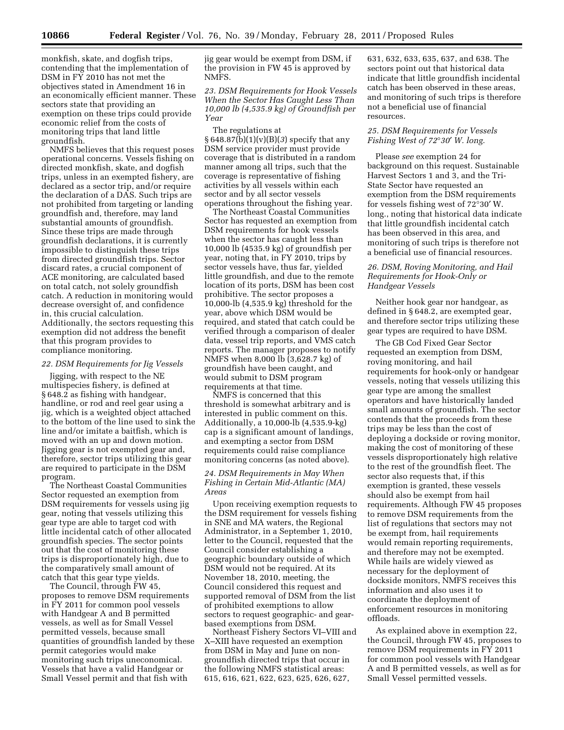monkfish, skate, and dogfish trips, contending that the implementation of DSM in FY 2010 has not met the objectives stated in Amendment 16 in an economically efficient manner. These sectors state that providing an exemption on these trips could provide economic relief from the costs of monitoring trips that land little groundfish.

NMFS believes that this request poses operational concerns. Vessels fishing on directed monkfish, skate, and dogfish trips, unless in an exempted fishery, are declared as a sector trip, and/or require the declaration of a DAS. Such trips are not prohibited from targeting or landing groundfish and, therefore, may land substantial amounts of groundfish. Since these trips are made through groundfish declarations, it is currently impossible to distinguish these trips from directed groundfish trips. Sector discard rates, a crucial component of ACE monitoring, are calculated based on total catch, not solely groundfish catch. A reduction in monitoring would decrease oversight of, and confidence in, this crucial calculation. Additionally, the sectors requesting this exemption did not address the benefit that this program provides to compliance monitoring.

### *22. DSM Requirements for Jig Vessels*

Jigging, with respect to the NE multispecies fishery, is defined at § 648.2 as fishing with handgear, handline, or rod and reel gear using a jig, which is a weighted object attached to the bottom of the line used to sink the line and/or imitate a baitfish, which is moved with an up and down motion. Jigging gear is not exempted gear and, therefore, sector trips utilizing this gear are required to participate in the DSM program.

The Northeast Coastal Communities Sector requested an exemption from DSM requirements for vessels using jig gear, noting that vessels utilizing this gear type are able to target cod with little incidental catch of other allocated groundfish species. The sector points out that the cost of monitoring these trips is disproportionately high, due to the comparatively small amount of catch that this gear type yields.

The Council, through FW 45, proposes to remove DSM requirements in FY 2011 for common pool vessels with Handgear A and B permitted vessels, as well as for Small Vessel permitted vessels, because small quantities of groundfish landed by these permit categories would make monitoring such trips uneconomical. Vessels that have a valid Handgear or Small Vessel permit and that fish with jig gear would be exempt from DSM, if the provision in FW 45 is approved by NMFS.

### *23. DSM Requirements for Hook Vessels When the Sector Has Caught Less Than 10,000 lb (4,535.9 kg) of Groundfish per Year*

The regulations at § 648.87(b)(1)(v)(B)(*3*) specify that any DSM service provider must provide coverage that is distributed in a random manner among all trips, such that the coverage is representative of fishing activities by all vessels within each sector and by all sector vessels operations throughout the fishing year.

The Northeast Coastal Communities Sector has requested an exemption from DSM requirements for hook vessels when the sector has caught less than 10,000 lb (4535.9 kg) of groundfish per year, noting that, in FY 2010, trips by sector vessels have, thus far, yielded little groundfish, and due to the remote location of its ports, DSM has been cost prohibitive. The sector proposes a 10,000-lb (4,535.9 kg) threshold for the year, above which DSM would be required, and stated that catch could be verified through a comparison of dealer data, vessel trip reports, and VMS catch reports. The manager proposes to notify NMFS when 8,000 lb (3,628.7 kg) of groundfish have been caught, and would submit to DSM program requirements at that time.

NMFS is concerned that this threshold is somewhat arbitrary and is interested in public comment on this. Additionally, a 10,000-lb (4,535.9-kg) cap is a significant amount of landings, and exempting a sector from DSM requirements could raise compliance monitoring concerns (as noted above).

### *24. DSM Requirements in May When Fishing in Certain Mid-Atlantic (MA) Areas*

Upon receiving exemption requests to the DSM requirement for vessels fishing in SNE and MA waters, the Regional Administrator, in a September 1, 2010, letter to the Council, requested that the Council consider establishing a geographic boundary outside of which DSM would not be required. At its November 18, 2010, meeting, the Council considered this request and supported removal of DSM from the list of prohibited exemptions to allow sectors to request geographic- and gear-based exemptions from DSM.

Northeast Fishery Sectors VI–VIII and X–XIII have requested an exemption from DSM in May and June on non-groundfish directed trips that occur in the following NMFS statistical areas: 615, 616, 621, 622, 623, 625, 626, 627, 631, 632, 633, 635, 637, and 638. The sectors point out that historical data indicate that little groundfish incidental catch has been observed in these areas, and monitoring of such trips is therefore not a beneficial use of financial resources.

### *25. DSM Requirements for Vessels Fishing West of 72°30′ W. long.*

Please *see* exemption 24 for background on this request. Sustainable Harvest Sectors 1 and 3, and the Tri-State Sector have requested an exemption from the DSM requirements for vessels fishing west of 72°30′ W. long., noting that historical data indicate that little groundfish incidental catch has been observed in this area, and monitoring of such trips is therefore not a beneficial use of financial resources.

### *26. DSM, Roving Monitoring, and Hail Requirements for Hook-Only or Handgear Vessels*

Neither hook gear nor handgear, as defined in § 648.2, are exempted gear, and therefore sector trips utilizing these gear types are required to have DSM.

The GB Cod Fixed Gear Sector requested an exemption from DSM, roving monitoring, and hail requirements for hook-only or handgear vessels, noting that vessels utilizing this gear type are among the smallest operators and have historically landed small amounts of groundfish. The sector contends that the proceeds from these trips may be less than the cost of deploying a dockside or roving monitor, making the cost of monitoring of these vessels disproportionately high relative to the rest of the groundfish fleet. The sector also requests that, if this exemption is granted, these vessels should also be exempt from hail requirements. Although FW 45 proposes to remove DSM requirements from the list of regulations that sectors may not be exempt from, hail requirements would remain reporting requirements, and therefore may not be exempted. While hails are widely viewed as necessary for the deployment of dockside monitors, NMFS receives this information and also uses it to coordinate the deployment of enforcement resources in monitoring offloads.

As explained above in exemption 22, the Council, through FW 45, proposes to remove DSM requirements in FY 2011 for common pool vessels with Handgear A and B permitted vessels, as well as for Small Vessel permitted vessels.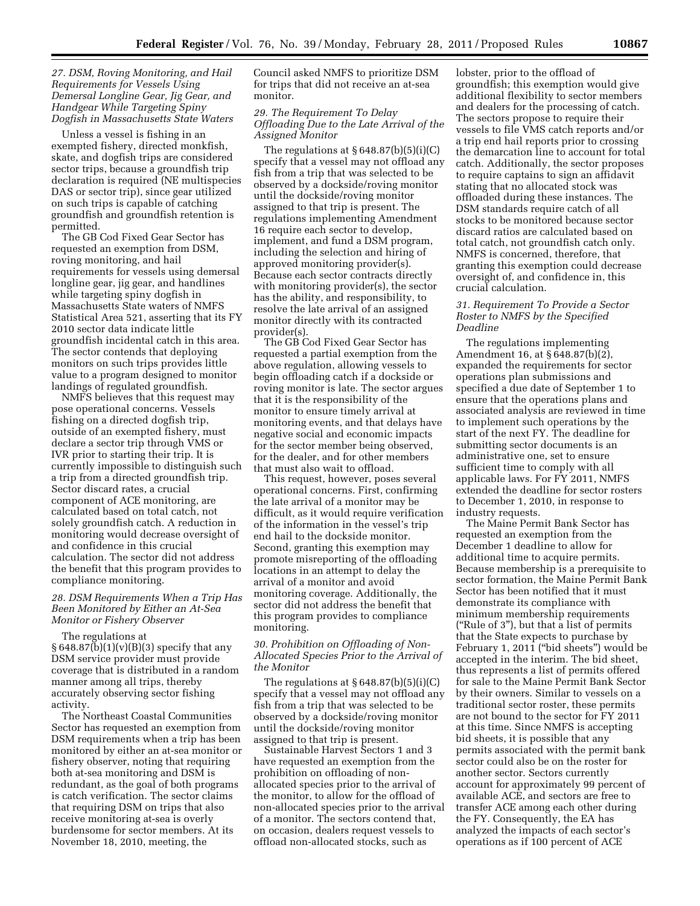*27. DSM, Roving Monitoring, and Hail Requirements for Vessels Using Demersal Longline Gear, Jig Gear, and Handgear While Targeting Spiny Dogfish in Massachusetts State Waters*

Unless a vessel is fishing in an exempted fishery, directed monkfish, skate, and dogfish trips are considered sector trips, because a groundfish trip declaration is required (NE multispecies DAS or sector trip), since gear utilized on such trips is capable of catching groundfish and groundfish retention is permitted.

The GB Cod Fixed Gear Sector has requested an exemption from DSM, roving monitoring, and hail requirements for vessels using demersal longline gear, jig gear, and handlines while targeting spiny dogfish in Massachusetts State waters of NMFS Statistical Area 521, asserting that its FY 2010 sector data indicate little groundfish incidental catch in this area. The sector contends that deploying monitors on such trips provides little value to a program designed to monitor landings of regulated groundfish.

NMFS believes that this request may pose operational concerns. Vessels fishing on a directed dogfish trip, outside of an exempted fishery, must declare a sector trip through VMS or IVR prior to starting their trip. It is currently impossible to distinguish such a trip from a directed groundfish trip. Sector discard rates, a crucial component of ACE monitoring, are calculated based on total catch, not solely groundfish catch. A reduction in monitoring would decrease oversight of and confidence in this crucial calculation. The sector did not address the benefit that this program provides to compliance monitoring.

*28. DSM Requirements When a Trip Has Been Monitored by Either an At-Sea Monitor or Fishery Observer*

The regulations at § 648.87(b)(1)(v)(B)(3) specify that any DSM service provider must provide coverage that is distributed in a random manner among all trips, thereby accurately observing sector fishing activity.

The Northeast Coastal Communities Sector has requested an exemption from DSM requirements when a trip has been monitored by either an at-sea monitor or fishery observer, noting that requiring both at-sea monitoring and DSM is redundant, as the goal of both programs is catch verification. The sector claims that requiring DSM on trips that also receive monitoring at-sea is overly burdensome for sector members. At its November 18, 2010, meeting, the Council asked NMFS to prioritize DSM for trips that did not receive an at-sea monitor.

*29. The Requirement To Delay Offloading Due to the Late Arrival of the Assigned Monitor*

The regulations at § 648.87(b)(5)(i)(C) specify that a vessel may not offload any fish from a trip that was selected to be observed by a dockside/roving monitor until the dockside/roving monitor assigned to that trip is present. The regulations implementing Amendment 16 require each sector to develop, implement, and fund a DSM program, including the selection and hiring of approved monitoring provider(s). Because each sector contracts directly with monitoring provider(s), the sector has the ability, and responsibility, to resolve the late arrival of an assigned monitor directly with its contracted provider(s).

The GB Cod Fixed Gear Sector has requested a partial exemption from the above regulation, allowing vessels to begin offloading catch if a dockside or roving monitor is late. The sector argues that it is the responsibility of the monitor to ensure timely arrival at monitoring events, and that delays have negative social and economic impacts for the sector member being observed, for the dealer, and for other members that must also wait to offload.

This request, however, poses several operational concerns. First, confirming the late arrival of a monitor may be difficult, as it would require verification of the information in the vessel's trip end hail to the dockside monitor. Second, granting this exemption may promote misreporting of the offloading locations in an attempt to delay the arrival of a monitor and avoid monitoring coverage. Additionally, the sector did not address the benefit that this program provides to compliance monitoring.

*30. Prohibition on Offloading of Non-Allocated Species Prior to the Arrival of the Monitor*

The regulations at § 648.87(b)(5)(i)(C) specify that a vessel may not offload any fish from a trip that was selected to be observed by a dockside/roving monitor until the dockside/roving monitor assigned to that trip is present.

Sustainable Harvest Sectors 1 and 3 have requested an exemption from the prohibition on offloading of non-allocated species prior to the arrival of the monitor, to allow for the offload of non-allocated species prior to the arrival of a monitor. The sectors contend that, on occasion, dealers request vessels to offload non-allocated stocks, such as lobster, prior to the offload of groundfish; this exemption would give additional flexibility to sector members and dealers for the processing of catch. The sectors propose to require their vessels to file VMS catch reports and/or a trip end hail reports prior to crossing the demarcation line to account for total catch. Additionally, the sector proposes to require captains to sign an affidavit stating that no allocated stock was offloaded during these instances. The DSM standards require catch of all stocks to be monitored because sector discard ratios are calculated based on total catch, not groundfish catch only. NMFS is concerned, therefore, that granting this exemption could decrease oversight of, and confidence in, this crucial calculation.

*31. Requirement To Provide a Sector Roster to NMFS by the Specified Deadline*

The regulations implementing Amendment 16, at § 648.87(b)(2), expanded the requirements for sector operations plan submissions and specified a due date of September 1 to ensure that the operations plans and associated analysis are reviewed in time to implement such operations by the start of the next FY. The deadline for submitting sector documents is an administrative one, set to ensure sufficient time to comply with all applicable laws. For FY 2011, NMFS extended the deadline for sector rosters to December 1, 2010, in response to industry requests.

The Maine Permit Bank Sector has requested an exemption from the December 1 deadline to allow for additional time to acquire permits. Because membership is a prerequisite to sector formation, the Maine Permit Bank Sector has been notified that it must demonstrate its compliance with minimum membership requirements ("Rule of 3"), but that a list of permits that the State expects to purchase by February 1, 2011 ("bid sheets") would be accepted in the interim. The bid sheet, thus represents a list of permits offered for sale to the Maine Permit Bank Sector by their owners. Similar to vessels on a traditional sector roster, these permits are not bound to the sector for FY 2011 at this time. Since NMFS is accepting bid sheets, it is possible that any permits associated with the permit bank sector could also be on the roster for another sector. Sectors currently account for approximately 99 percent of available ACE, and sectors are free to transfer ACE among each other during the FY. Consequently, the EA has analyzed the impacts of each sector's operations as if 100 percent of ACE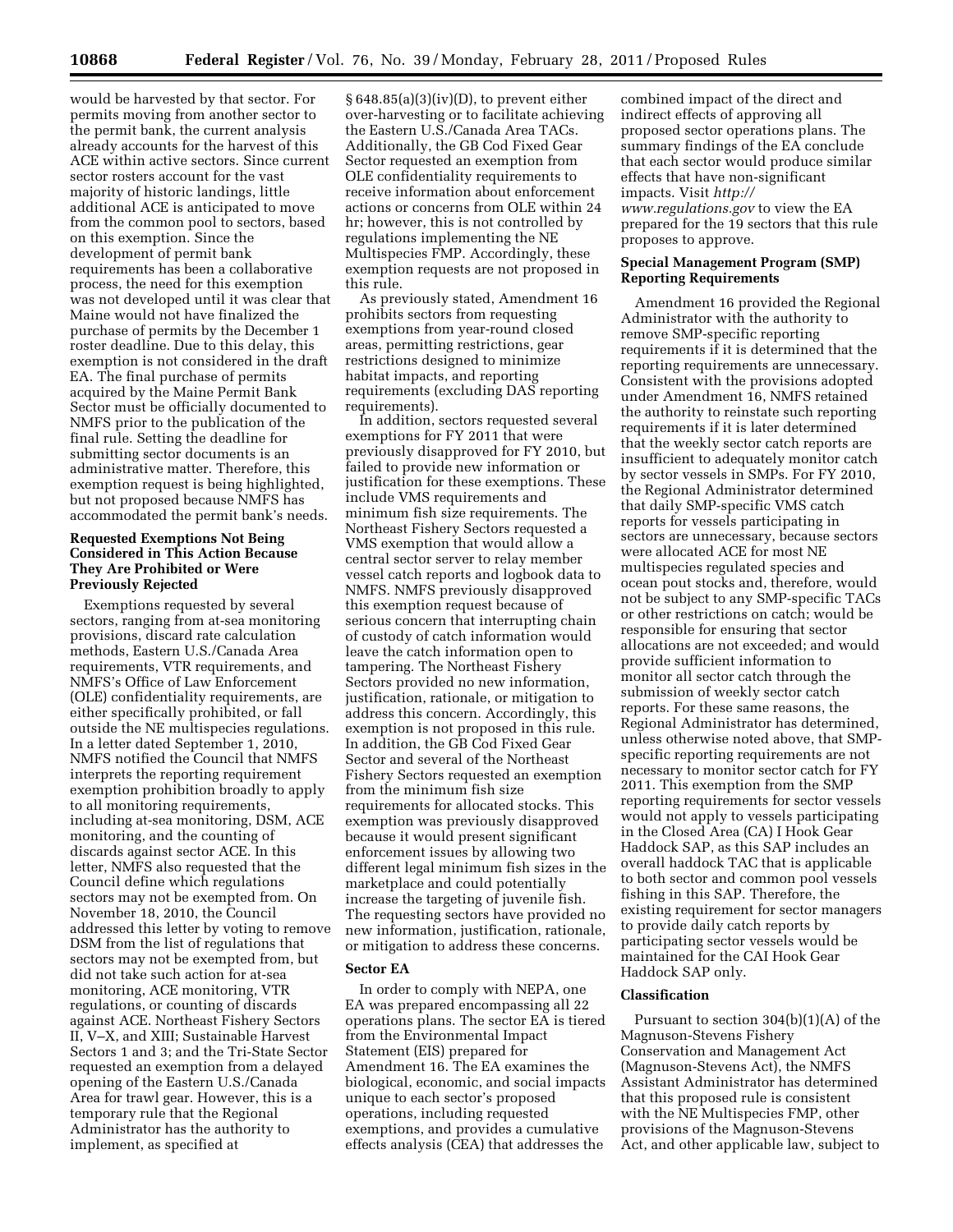would be harvested by that sector. For permits moving from another sector to the permit bank, the current analysis already accounts for the harvest of this ACE within active sectors. Since current sector rosters account for the vast majority of historic landings, little additional ACE is anticipated to move from the common pool to sectors, based on this exemption. Since the development of permit bank requirements has been a collaborative process, the need for this exemption was not developed until it was clear that Maine would not have finalized the purchase of permits by the December 1 roster deadline. Due to this delay, this exemption is not considered in the draft EA. The final purchase of permits acquired by the Maine Permit Bank Sector must be officially documented to NMFS prior to the publication of the final rule. Setting the deadline for submitting sector documents is an administrative matter. Therefore, this exemption request is being highlighted, but not proposed because NMFS has accommodated the permit bank's needs.

**Requested Exemptions Not Being Considered in This Action Because They Are Prohibited or Were Previously Rejected**

Exemptions requested by several sectors, ranging from at-sea monitoring provisions, discard rate calculation methods, Eastern U.S./Canada Area requirements, VTR requirements, and NMFS's Office of Law Enforcement (OLE) confidentiality requirements, are either specifically prohibited, or fall outside the NE multispecies regulations. In a letter dated September 1, 2010, NMFS notified the Council that NMFS interprets the reporting requirement exemption prohibition broadly to apply to all monitoring requirements, including at-sea monitoring, DSM, ACE monitoring, and the counting of discards against sector ACE. In this letter, NMFS also requested that the Council define which regulations sectors may not be exempted from. On November 18, 2010, the Council addressed this letter by voting to remove DSM from the list of regulations that sectors may not be exempted from, but did not take such action for at-sea monitoring, ACE monitoring, VTR regulations, or counting of discards against ACE. Northeast Fishery Sectors II, V–X, and XIII; Sustainable Harvest Sectors 1 and 3; and the Tri-State Sector requested an exemption from a delayed opening of the Eastern U.S./Canada Area for trawl gear. However, this is a temporary rule that the Regional Administrator has the authority to implement, as specified at § 648.85(a)(3)(iv)(D), to prevent either over-harvesting or to facilitate achieving the Eastern U.S./Canada Area TACs. Additionally, the GB Cod Fixed Gear Sector requested an exemption from OLE confidentiality requirements to receive information about enforcement actions or concerns from OLE within 24 hr; however, this is not controlled by regulations implementing the NE Multispecies FMP. Accordingly, these exemption requests are not proposed in this rule.

As previously stated, Amendment 16 prohibits sectors from requesting exemptions from year-round closed areas, permitting restrictions, gear restrictions designed to minimize habitat impacts, and reporting requirements (excluding DAS reporting requirements).

In addition, sectors requested several exemptions for FY 2011 that were previously disapproved for FY 2010, but failed to provide new information or justification for these exemptions. These include VMS requirements and minimum fish size requirements. The Northeast Fishery Sectors requested a VMS exemption that would allow a central sector server to relay member vessel catch reports and logbook data to NMFS. NMFS previously disapproved this exemption request because of serious concern that interrupting chain of custody of catch information would leave the catch information open to tampering. The Northeast Fishery Sectors provided no new information, justification, rationale, or mitigation to address this concern. Accordingly, this exemption is not proposed in this rule. In addition, the GB Cod Fixed Gear Sector and several of the Northeast Fishery Sectors requested an exemption from the minimum fish size requirements for allocated stocks. This exemption was previously disapproved because it would present significant enforcement issues by allowing two different legal minimum fish sizes in the marketplace and could potentially increase the targeting of juvenile fish. The requesting sectors have provided no new information, justification, rationale, or mitigation to address these concerns.

**Sector EA**

In order to comply with NEPA, one EA was prepared encompassing all 22 operations plans. The sector EA is tiered from the Environmental Impact Statement (EIS) prepared for Amendment 16. The EA examines the biological, economic, and social impacts unique to each sector's proposed operations, including requested exemptions, and provides a cumulative effects analysis (CEA) that addresses the combined impact of the direct and indirect effects of approving all proposed sector operations plans. The summary findings of the EA conclude that each sector would produce similar effects that have non-significant impacts. Visit *http://www.regulations.gov* to view the EA prepared for the 19 sectors that this rule proposes to approve.

**Special Management Program (SMP) Reporting Requirements**

Amendment 16 provided the Regional Administrator with the authority to remove SMP-specific reporting requirements if it is determined that the reporting requirements are unnecessary. Consistent with the provisions adopted under Amendment 16, NMFS retained the authority to reinstate such reporting requirements if it is later determined that the weekly sector catch reports are insufficient to adequately monitor catch by sector vessels in SMPs. For FY 2010, the Regional Administrator determined that daily SMP-specific VMS catch reports for vessels participating in sectors are unnecessary, because sectors were allocated ACE for most NE multispecies regulated species and ocean pout stocks and, therefore, would not be subject to any SMP-specific TACs or other restrictions on catch; would be responsible for ensuring that sector allocations are not exceeded; and would provide sufficient information to monitor all sector catch through the submission of weekly sector catch reports. For these same reasons, the Regional Administrator has determined, unless otherwise noted above, that SMP-specific reporting requirements are not necessary to monitor sector catch for FY 2011. This exemption from the SMP reporting requirements for sector vessels would not apply to vessels participating in the Closed Area (CA) I Hook Gear Haddock SAP, as this SAP includes an overall haddock TAC that is applicable to both sector and common pool vessels fishing in this SAP. Therefore, the existing requirement for sector managers to provide daily catch reports by participating sector vessels would be maintained for the CAI Hook Gear Haddock SAP only.

**Classification**

Pursuant to section 304(b)(1)(A) of the Magnuson-Stevens Fishery Conservation and Management Act (Magnuson-Stevens Act), the NMFS Assistant Administrator has determined that this proposed rule is consistent with the NE Multispecies FMP, other provisions of the Magnuson-Stevens Act, and other applicable law, subject to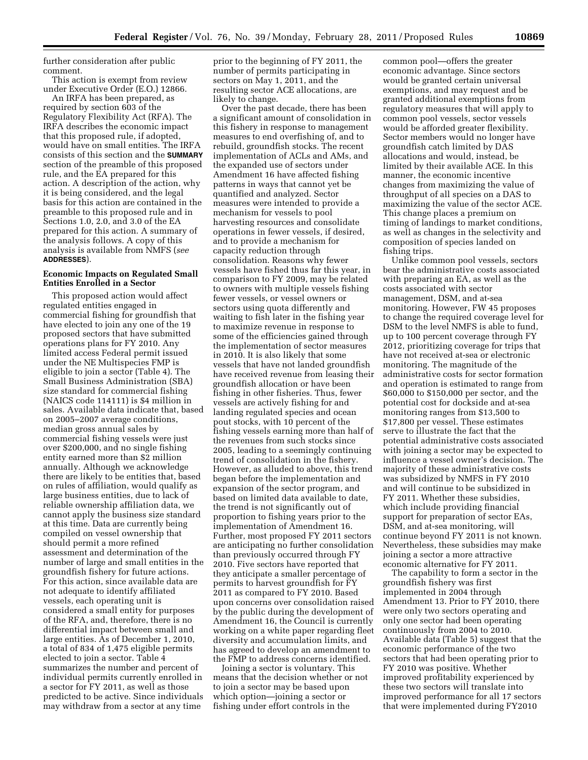further consideration after public comment.

This action is exempt from review under Executive Order (E.O.) 12866.

An IRFA has been prepared, as required by section 603 of the Regulatory Flexibility Act (RFA). The IRFA describes the economic impact that this proposed rule, if adopted, would have on small entities. The IRFA consists of this section and the **SUMMARY** section of the preamble of this proposed rule, and the EA prepared for this action. A description of the action, why it is being considered, and the legal basis for this action are contained in the preamble to this proposed rule and in Sections 1.0, 2.0, and 3.0 of the EA prepared for this action. A summary of the analysis follows. A copy of this analysis is available from NMFS (*see* **ADDRESSES**).

### Economic Impacts on Regulated Small Entities Enrolled in a Sector

This proposed action would affect regulated entities engaged in commercial fishing for groundfish that have elected to join any one of the 19 proposed sectors that have submitted operations plans for FY 2010. Any limited access Federal permit issued under the NE Multispecies FMP is eligible to join a sector (Table 4). The Small Business Administration (SBA) size standard for commercial fishing (NAICS code 114111) is $4 million in sales. Available data indicate that, based on 2005–2007 average conditions, median gross annual sales by commercial fishing vessels were just over $200,000, and no single fishing entity earned more than $2 million annually. Although we acknowledge there are likely to be entities that, based on rules of affiliation, would qualify as large business entities, due to lack of reliable ownership affiliation data, we cannot apply the business size standard at this time. Data are currently being compiled on vessel ownership that should permit a more refined assessment and determination of the number of large and small entities in the groundfish fishery for future actions. For this action, since available data are not adequate to identify affiliated vessels, each operating unit is considered a small entity for purposes of the RFA, and, therefore, there is no differential impact between small and large entities. As of December 1, 2010, a total of 834 of 1,475 eligible permits elected to join a sector. Table 4 summarizes the number and percent of individual permits currently enrolled in a sector for FY 2011, as well as those predicted to be active. Since individuals may withdraw from a sector at any time prior to the beginning of FY 2011, the number of permits participating in sectors on May 1, 2011, and the resulting sector ACE allocations, are likely to change.

Over the past decade, there has been a significant amount of consolidation in this fishery in response to management measures to end overfishing of, and to rebuild, groundfish stocks. The recent implementation of ACLs and AMs, and the expanded use of sectors under Amendment 16 have affected fishing patterns in ways that cannot yet be quantified and analyzed. Sector measures were intended to provide a mechanism for vessels to pool harvesting resources and consolidate operations in fewer vessels, if desired, and to provide a mechanism for capacity reduction through consolidation. Reasons why fewer vessels have fished thus far this year, in comparison to FY 2009, may be related to owners with multiple vessels fishing fewer vessels, or vessel owners or sectors using quota differently and waiting to fish later in the fishing year to maximize revenue in response to some of the efficiencies gained through the implementation of sector measures in 2010. It is also likely that some vessels that have not landed groundfish have received revenue from leasing their groundfish allocation or have been fishing in other fisheries. Thus, fewer vessels are actively fishing for and landing regulated species and ocean pout stocks, with 10 percent of the fishing vessels earning more than half of the revenues from such stocks since 2005, leading to a seemingly continuing trend of consolidation in the fishery. However, as alluded to above, this trend began before the implementation and expansion of the sector program, and based on limited data available to date, the trend is not significantly out of proportion to fishing years prior to the implementation of Amendment 16. Further, most proposed FY 2011 sectors are anticipating no further consolidation than previously occurred through FY 2010. Five sectors have reported that they anticipate a smaller percentage of permits to harvest groundfish for FY 2011 as compared to FY 2010. Based upon concerns over consolidation raised by the public during the development of Amendment 16, the Council is currently working on a white paper regarding fleet diversity and accumulation limits, and has agreed to develop an amendment to the FMP to address concerns identified.

Joining a sector is voluntary. This means that the decision whether or not to join a sector may be based upon which option—joining a sector or fishing under effort controls in the common pool—offers the greater economic advantage. Since sectors would be granted certain universal exemptions, and may request and be granted additional exemptions from regulatory measures that will apply to common pool vessels, sector vessels would be afforded greater flexibility. Sector members would no longer have groundfish catch limited by DAS allocations and would, instead, be limited by their available ACE. In this manner, the economic incentive changes from maximizing the value of throughput of all species on a DAS to maximizing the value of the sector ACE. This change places a premium on timing of landings to market conditions, as well as changes in the selectivity and composition of species landed on fishing trips.

Unlike common pool vessels, sectors bear the administrative costs associated with preparing an EA, as well as the costs associated with sector management, DSM, and at-sea monitoring. However, FW 45 proposes to change the required coverage level for DSM to the level NMFS is able to fund, up to 100 percent coverage through FY 2012, prioritizing coverage for trips that have not received at-sea or electronic monitoring. The magnitude of the administrative costs for sector formation and operation is estimated to range from $60,000 to $150,000 per sector, and the potential cost for dockside and at-sea monitoring ranges from $13,500 to $17,800 per vessel. These estimates serve to illustrate the fact that the potential administrative costs associated with joining a sector may be expected to influence a vessel owner's decision. The majority of these administrative costs was subsidized by NMFS in FY 2010 and will continue to be subsidized in FY 2011. Whether these subsidies, which include providing financial support for preparation of sector EAs, DSM, and at-sea monitoring, will continue beyond FY 2011 is not known. Nevertheless, these subsidies may make joining a sector a more attractive economic alternative for FY 2011.

The capability to form a sector in the groundfish fishery was first implemented in 2004 through Amendment 13. Prior to FY 2010, there were only two sectors operating and only one sector had been operating continuously from 2004 to 2010. Available data (Table 5) suggest that the economic performance of the two sectors that had been operating prior to FY 2010 was positive. Whether improved profitability experienced by these two sectors will translate into improved performance for all 17 sectors that were implemented during FY2010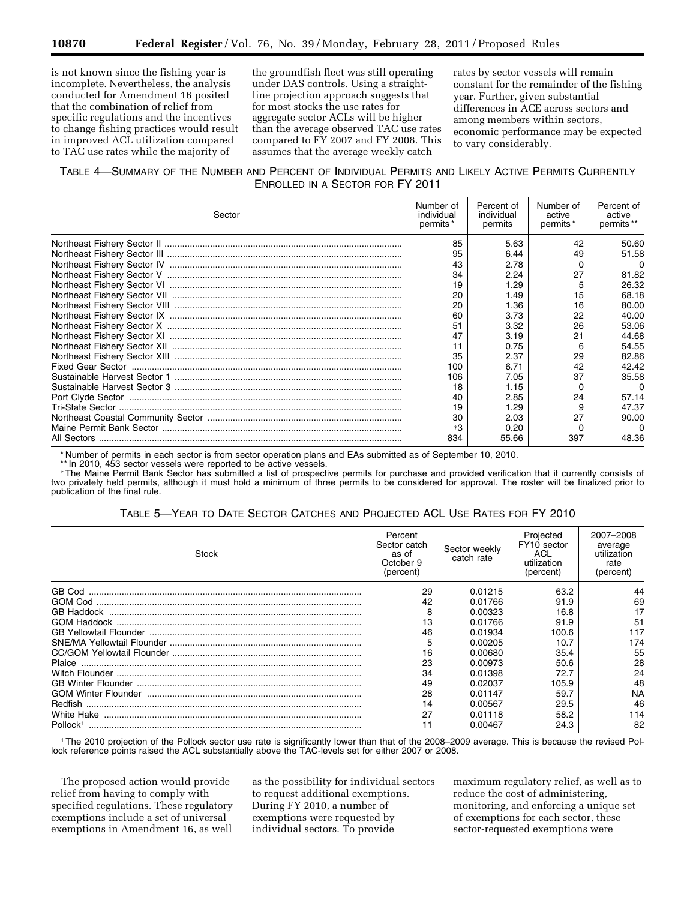is not known since the fishing year is incomplete. Nevertheless, the analysis conducted for Amendment 16 posited that the combination of relief from specific regulations and the incentives to change fishing practices would result in improved ACL utilization compared to TAC use rates while the majority of the groundfish fleet was still operating under DAS controls. Using a straight-line projection approach suggests that for most stocks the use rates for aggregate sector ACLs will be higher than the average observed TAC use rates compared to FY 2007 and FY 2008. This assumes that the average weekly catch rates by sector vessels will remain constant for the remainder of the fishing year. Further, given substantial differences in ACE across sectors and among members within sectors, economic performance may be expected to vary considerably.

TABLE 4—SUMMARY OF THE NUMBER AND PERCENT OF INDIVIDUAL PERMITS AND LIKELY ACTIVE PERMITS CURRENTLY ENROLLED IN A SECTOR FOR FY 2011

| Sector | Number of individual permits * | Percent of individual permits | Number of active permits * | Percent of active permits ** |
|---|---|---|---|---|
| Northeast Fishery Sector II | 85 | 5.63 | 42 | 50.60 |
| Northeast Fishery Sector III | 95 | 6.44 | 49 | 51.58 |
| Northeast Fishery Sector IV | 43 | 2.78 | 0 | 0 |
| Northeast Fishery Sector V | 34 | 2.24 | 27 | 81.82 |
| Northeast Fishery Sector VI | 19 | 1.29 | 5 | 26.32 |
| Northeast Fishery Sector VII | 20 | 1.49 | 15 | 68.18 |
| Northeast Fishery Sector VIII | 20 | 1.36 | 16 | 80.00 |
| Northeast Fishery Sector IX | 60 | 3.73 | 22 | 40.00 |
| Northeast Fishery Sector X | 51 | 3.32 | 26 | 53.06 |
| Northeast Fishery Sector XI | 47 | 3.19 | 21 | 44.68 |
| Northeast Fishery Sector XII | 11 | 0.75 | 6 | 54.55 |
| Northeast Fishery Sector XIII | 35 | 2.37 | 29 | 82.86 |
| Fixed Gear Sector | 100 | 6.71 | 42 | 42.42 |
| Sustainable Harvest Sector 1 | 106 | 7.05 | 37 | 35.58 |
| Sustainable Harvest Sector 3 | 18 | 1.15 | 0 | 0 |
| Port Clyde Sector | 40 | 2.85 | 24 | 57.14 |
| Tri-State Sector | 19 | 1.29 | 9 | 47.37 |
| Northeast Coastal Community Sector | 30 | 2.03 | 27 | 90.00 |
| Maine Permit Bank Sector | †3 | 0.20 | 0 | 0 |
| All Sectors | 834 | 55.66 | 397 | 48.36 |

\* Number of permits in each sector is from sector operation plans and EAs submitted as of September 10, 2010.

\*\* In 2010, 453 sector vessels were reported to be active vessels.

† The Maine Permit Bank Sector has submitted a list of prospective permits for purchase and provided verification that it currently consists of two privately held permits, although it must hold a minimum of three permits to be considered for approval. The roster will be finalized prior to publication of the final rule.

TABLE 5—YEAR TO DATE SECTOR CATCHES AND PROJECTED ACL USE RATES FOR FY 2010

| Stock | Percent Sector catch as of October 9 (percent) | Sector weekly catch rate | Projected FY10 sector ACL utilization (percent) | 2007–2008 average utilization rate (percent) |
|---|---|---|---|---|
| GB Cod | 29 | 0.01215 | 63.2 | 44 |
| GOM Cod | 42 | 0.01766 | 91.9 | 69 |
| GB Haddock | 8 | 0.00323 | 16.8 | 17 |
| GOM Haddock | 13 | 0.01766 | 91.9 | 51 |
| GB Yellowtail Flounder | 46 | 0.01934 | 100.6 | 117 |
| SNE/MA Yellowtail Flounder | 5 | 0.00205 | 10.7 | 174 |
| CC/GOM Yellowtail Flounder | 16 | 0.00680 | 35.4 | 55 |
| Plaice | 23 | 0.00973 | 50.6 | 28 |
| Witch Flounder | 34 | 0.01398 | 72.7 | 24 |
| GB Winter Flounder | 49 | 0.02037 | 105.9 | 48 |
| GOM Winter Flounder | 28 | 0.01147 | 59.7 | NA |
| Redfish | 14 | 0.00567 | 29.5 | 46 |
| White Hake | 27 | 0.01118 | 58.2 | 114 |
| Pollock[1] | 11 | 0.00467 | 24.3 | 82 |

[1] The 2010 projection of the Pollock sector use rate is significantly lower than that of the 2008–2009 average. This is because the revised Pollock reference points raised the ACL substantially above the TAC-levels set for either 2007 or 2008.

The proposed action would provide relief from having to comply with specified regulations. These regulatory exemptions include a set of universal exemptions in Amendment 16, as well as the possibility for individual sectors to request additional exemptions. During FY 2010, a number of exemptions were requested by individual sectors. To provide maximum regulatory relief, as well as to reduce the cost of administering, monitoring, and enforcing a unique set of exemptions for each sector, these sector-requested exemptions were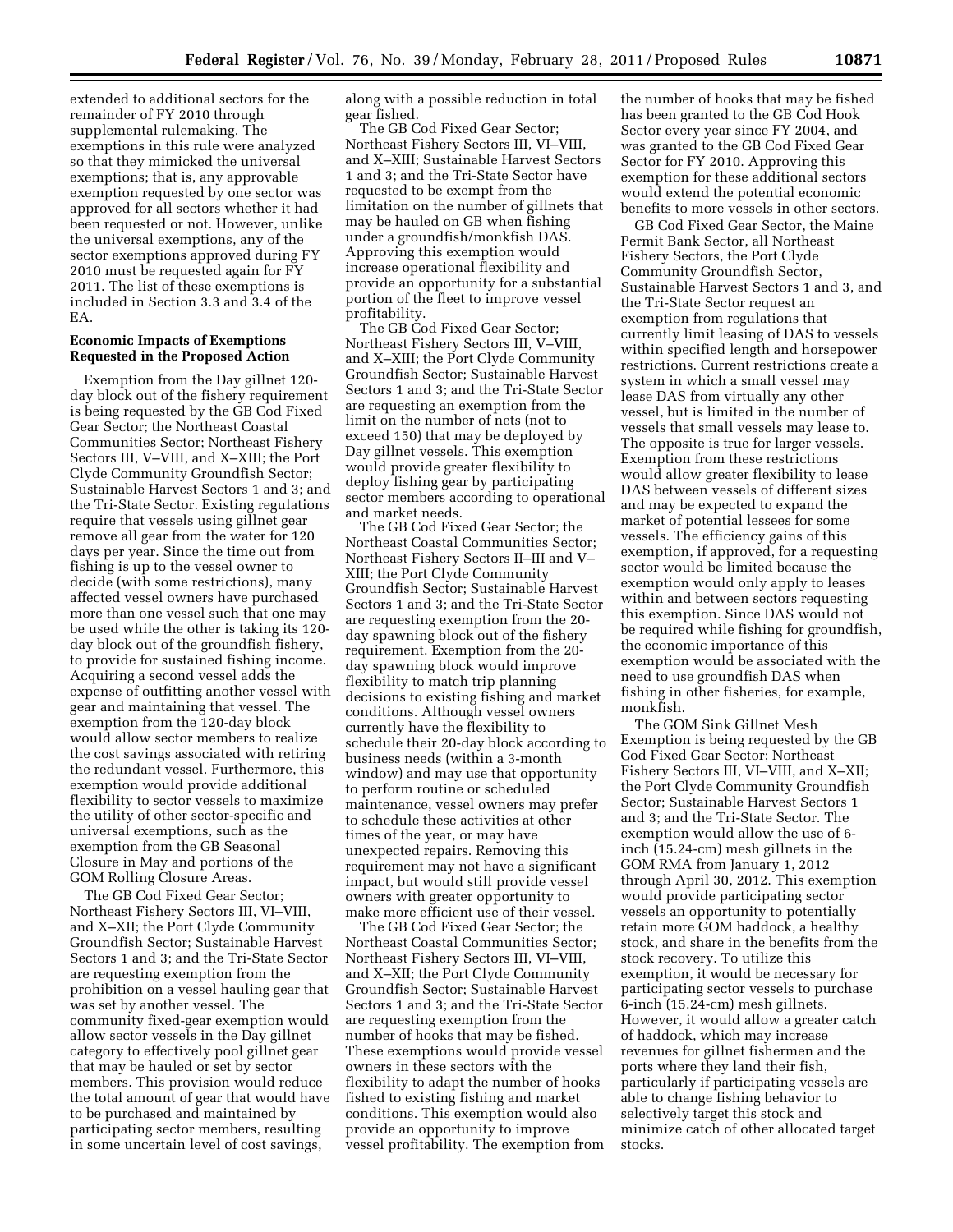extended to additional sectors for the remainder of FY 2010 through supplemental rulemaking. The exemptions in this rule were analyzed so that they mimicked the universal exemptions; that is, any approvable exemption requested by one sector was approved for all sectors whether it had been requested or not. However, unlike the universal exemptions, any of the sector exemptions approved during FY 2010 must be requested again for FY 2011. The list of these exemptions is included in Section 3.3 and 3.4 of the EA.

**Economic Impacts of Exemptions Requested in the Proposed Action**

Exemption from the Day gillnet 120-day block out of the fishery requirement is being requested by the GB Cod Fixed Gear Sector; the Northeast Coastal Communities Sector; Northeast Fishery Sectors III, V–VIII, and X–XIII; the Port Clyde Community Groundfish Sector; Sustainable Harvest Sectors 1 and 3; and the Tri-State Sector. Existing regulations require that vessels using gillnet gear remove all gear from the water for 120 days per year. Since the time out from fishing is up to the vessel owner to decide (with some restrictions), many affected vessel owners have purchased more than one vessel such that one may be used while the other is taking its 120-day block out of the groundfish fishery, to provide for sustained fishing income. Acquiring a second vessel adds the expense of outfitting another vessel with gear and maintaining that vessel. The exemption from the 120-day block would allow sector members to realize the cost savings associated with retiring the redundant vessel. Furthermore, this exemption would provide additional flexibility to sector vessels to maximize the utility of other sector-specific and universal exemptions, such as the exemption from the GB Seasonal Closure in May and portions of the GOM Rolling Closure Areas.

The GB Cod Fixed Gear Sector; Northeast Fishery Sectors III, VI–VIII, and X–XII; the Port Clyde Community Groundfish Sector; Sustainable Harvest Sectors 1 and 3; and the Tri-State Sector are requesting exemption from the prohibition on a vessel hauling gear that was set by another vessel. The community fixed-gear exemption would allow sector vessels in the Day gillnet category to effectively pool gillnet gear that may be hauled or set by sector members. This provision would reduce the total amount of gear that would have to be purchased and maintained by participating sector members, resulting in some uncertain level of cost savings, along with a possible reduction in total gear fished.

The GB Cod Fixed Gear Sector; Northeast Fishery Sectors III, VI–VIII, and X–XIII; Sustainable Harvest Sectors 1 and 3; and the Tri-State Sector have requested to be exempt from the limitation on the number of gillnets that may be hauled on GB when fishing under a groundfish/monkfish DAS. Approving this exemption would increase operational flexibility and provide an opportunity for a substantial portion of the fleet to improve vessel profitability.

The GB Cod Fixed Gear Sector; Northeast Fishery Sectors III, V–VIII, and X–XIII; the Port Clyde Community Groundfish Sector; Sustainable Harvest Sectors 1 and 3; and the Tri-State Sector are requesting an exemption from the limit on the number of nets (not to exceed 150) that may be deployed by Day gillnet vessels. This exemption would provide greater flexibility to deploy fishing gear by participating sector members according to operational and market needs.

The GB Cod Fixed Gear Sector; the Northeast Coastal Communities Sector; Northeast Fishery Sectors II–III and V–XIII; the Port Clyde Community Groundfish Sector; Sustainable Harvest Sectors 1 and 3; and the Tri-State Sector are requesting exemption from the 20-day spawning block out of the fishery requirement. Exemption from the 20-day spawning block would improve flexibility to match trip planning decisions to existing fishing and market conditions. Although vessel owners currently have the flexibility to schedule their 20-day block according to business needs (within a 3-month window) and may use that opportunity to perform routine or scheduled maintenance, vessel owners may prefer to schedule these activities at other times of the year, or may have unexpected repairs. Removing this requirement may not have a significant impact, but would still provide vessel owners with greater opportunity to make more efficient use of their vessel.

The GB Cod Fixed Gear Sector; the Northeast Coastal Communities Sector; Northeast Fishery Sectors III, VI–VIII, and X–XII; the Port Clyde Community Groundfish Sector; Sustainable Harvest Sectors 1 and 3; and the Tri-State Sector are requesting exemption from the number of hooks that may be fished. These exemptions would provide vessel owners in these sectors with the flexibility to adapt the number of hooks fished to existing fishing and market conditions. This exemption would also provide an opportunity to improve vessel profitability. The exemption from the number of hooks that may be fished has been granted to the GB Cod Hook Sector every year since FY 2004, and was granted to the GB Cod Fixed Gear Sector for FY 2010. Approving this exemption for these additional sectors would extend the potential economic benefits to more vessels in other sectors.

GB Cod Fixed Gear Sector, the Maine Permit Bank Sector, all Northeast Fishery Sectors, the Port Clyde Community Groundfish Sector, Sustainable Harvest Sectors 1 and 3, and the Tri-State Sector request an exemption from regulations that currently limit leasing of DAS to vessels within specified length and horsepower restrictions. Current restrictions create a system in which a small vessel may lease DAS from virtually any other vessel, but is limited in the number of vessels that small vessels may lease to. The opposite is true for larger vessels. Exemption from these restrictions would allow greater flexibility to lease DAS between vessels of different sizes and may be expected to expand the market of potential lessees for some vessels. The efficiency gains of this exemption, if approved, for a requesting sector would be limited because the exemption would only apply to leases within and between sectors requesting this exemption. Since DAS would not be required while fishing for groundfish, the economic importance of this exemption would be associated with the need to use groundfish DAS when fishing in other fisheries, for example, monkfish.

The GOM Sink Gillnet Mesh Exemption is being requested by the GB Cod Fixed Gear Sector; Northeast Fishery Sectors III, VI–VIII, and X–XII; the Port Clyde Community Groundfish Sector; Sustainable Harvest Sectors 1 and 3; and the Tri-State Sector. The exemption would allow the use of 6-inch (15.24-cm) mesh gillnets in the GOM RMA from January 1, 2012 through April 30, 2012. This exemption would provide participating sector vessels an opportunity to potentially retain more GOM haddock, a healthy stock, and share in the benefits from the stock recovery. To utilize this exemption, it would be necessary for participating sector vessels to purchase 6-inch (15.24-cm) mesh gillnets. However, it would allow a greater catch of haddock, which may increase revenues for gillnet fishermen and the ports where they land their fish, particularly if participating vessels are able to change fishing behavior to selectively target this stock and minimize catch of other allocated target stocks.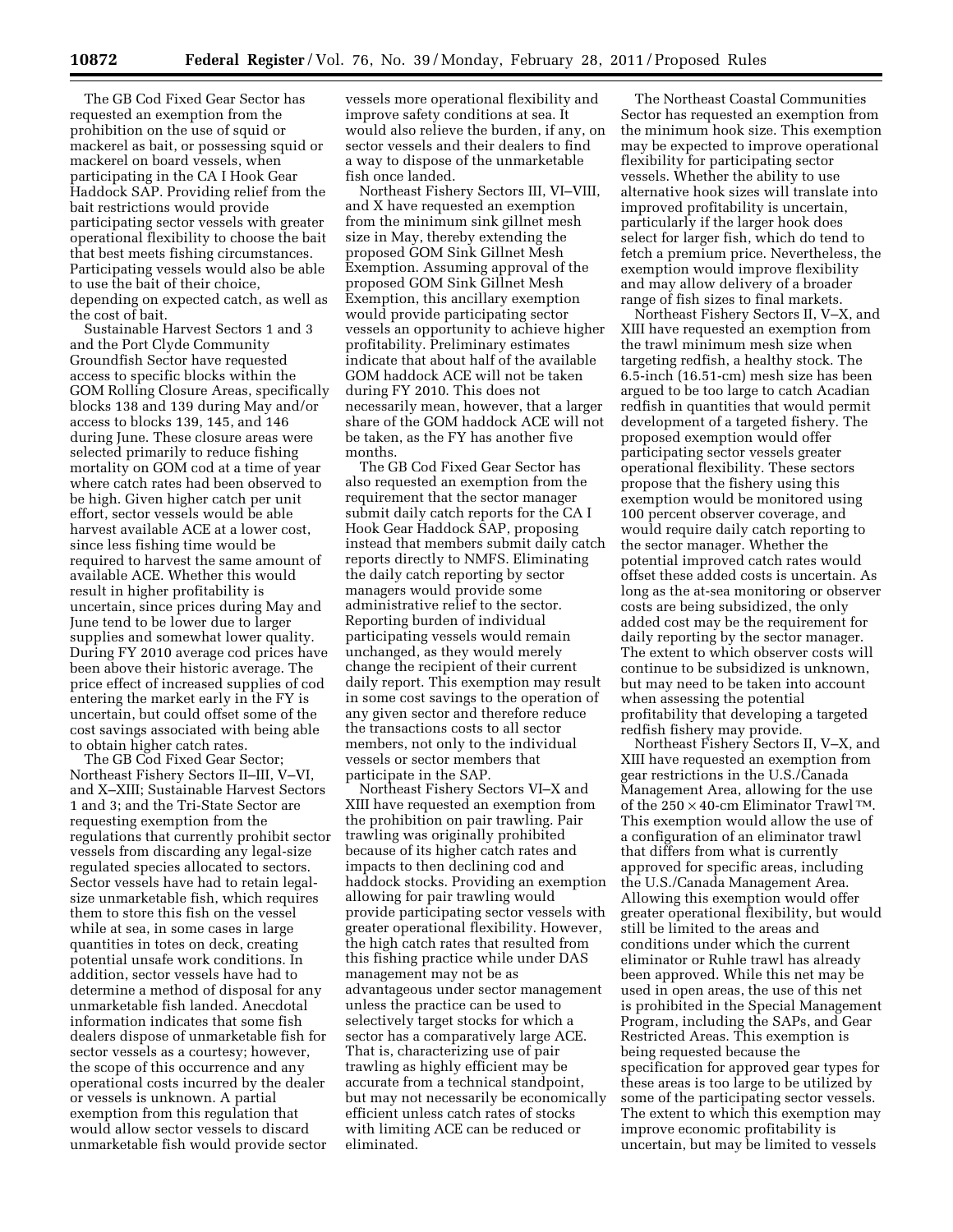The GB Cod Fixed Gear Sector has requested an exemption from the prohibition on the use of squid or mackerel as bait, or possessing squid or mackerel on board vessels, when participating in the CA I Hook Gear Haddock SAP. Providing relief from the bait restrictions would provide participating sector vessels with greater operational flexibility to choose the bait that best meets fishing circumstances. Participating vessels would also be able to use the bait of their choice, depending on expected catch, as well as the cost of bait.

Sustainable Harvest Sectors 1 and 3 and the Port Clyde Community Groundfish Sector have requested access to specific blocks within the GOM Rolling Closure Areas, specifically blocks 138 and 139 during May and/or access to blocks 139, 145, and 146 during June. These closure areas were selected primarily to reduce fishing mortality on GOM cod at a time of year where catch rates had been observed to be high. Given higher catch per unit effort, sector vessels would be able harvest available ACE at a lower cost, since less fishing time would be required to harvest the same amount of available ACE. Whether this would result in higher profitability is uncertain, since prices during May and June tend to be lower due to larger supplies and somewhat lower quality. During FY 2010 average cod prices have been above their historic average. The price effect of increased supplies of cod entering the market early in the FY is uncertain, but could offset some of the cost savings associated with being able to obtain higher catch rates.

The GB Cod Fixed Gear Sector; Northeast Fishery Sectors II–III, V–VI, and X–XIII; Sustainable Harvest Sectors 1 and 3; and the Tri-State Sector are requesting exemption from the regulations that currently prohibit sector vessels from discarding any legal-size regulated species allocated to sectors. Sector vessels have had to retain legal-size unmarketable fish, which requires them to store this fish on the vessel while at sea, in some cases in large quantities in totes on deck, creating potential unsafe work conditions. In addition, sector vessels have had to determine a method of disposal for any unmarketable fish landed. Anecdotal information indicates that some fish dealers dispose of unmarketable fish for sector vessels as a courtesy; however, the scope of this occurrence and any operational costs incurred by the dealer or vessels is unknown. A partial exemption from this regulation that would allow sector vessels to discard unmarketable fish would provide sector vessels more operational flexibility and improve safety conditions at sea. It would also relieve the burden, if any, on sector vessels and their dealers to find a way to dispose of the unmarketable fish once landed.

Northeast Fishery Sectors III, VI–VIII, and X have requested an exemption from the minimum sink gillnet mesh size in May, thereby extending the proposed GOM Sink Gillnet Mesh Exemption. Assuming approval of the proposed GOM Sink Gillnet Mesh Exemption, this ancillary exemption would provide participating sector vessels an opportunity to achieve higher profitability. Preliminary estimates indicate that about half of the available GOM haddock ACE will not be taken during FY 2010. This does not necessarily mean, however, that a larger share of the GOM haddock ACE will not be taken, as the FY has another five months.

The GB Cod Fixed Gear Sector has also requested an exemption from the requirement that the sector manager submit daily catch reports for the CA I Hook Gear Haddock SAP, proposing instead that members submit daily catch reports directly to NMFS. Eliminating the daily catch reporting by sector managers would provide some administrative relief to the sector. Reporting burden of individual participating vessels would remain unchanged, as they would merely change the recipient of their current daily report. This exemption may result in some cost savings to the operation of any given sector and therefore reduce the transactions costs to all sector members, not only to the individual vessels or sector members that participate in the SAP.

Northeast Fishery Sectors VI–X and XIII have requested an exemption from the prohibition on pair trawling. Pair trawling was originally prohibited because of its higher catch rates and impacts to then declining cod and haddock stocks. Providing an exemption allowing for pair trawling would provide participating sector vessels with greater operational flexibility. However, the high catch rates that resulted from this fishing practice while under DAS management may not be as advantageous under sector management unless the practice can be used to selectively target stocks for which a sector has a comparatively large ACE. That is, characterizing use of pair trawling as highly efficient may be accurate from a technical standpoint, but may not necessarily be economically efficient unless catch rates of stocks with limiting ACE can be reduced or eliminated.

The Northeast Coastal Communities Sector has requested an exemption from the minimum hook size. This exemption may be expected to improve operational flexibility for participating sector vessels. Whether the ability to use alternative hook sizes will translate into improved profitability is uncertain, particularly if the larger hook does select for larger fish, which do tend to fetch a premium price. Nevertheless, the exemption would improve flexibility and may allow delivery of a broader range of fish sizes to final markets.

Northeast Fishery Sectors II, V–X, and XIII have requested an exemption from the trawl minimum mesh size when targeting redfish, a healthy stock. The 6.5-inch (16.51-cm) mesh size has been argued to be too large to catch Acadian redfish in quantities that would permit development of a targeted fishery. The proposed exemption would offer participating sector vessels greater operational flexibility. These sectors propose that the fishery using this exemption would be monitored using 100 percent observer coverage, and would require daily catch reporting to the sector manager. Whether the potential improved catch rates would offset these added costs is uncertain. As long as the at-sea monitoring or observer costs are being subsidized, the only added cost may be the requirement for daily reporting by the sector manager. The extent to which observer costs will continue to be subsidized is unknown, but may need to be taken into account when assessing the potential profitability that developing a targeted redfish fishery may provide.

Northeast Fishery Sectors II, V–X, and XIII have requested an exemption from gear restrictions in the U.S./Canada Management Area, allowing for the use of the 250 × 40-cm Eliminator Trawl™. This exemption would allow the use of a configuration of an eliminator trawl that differs from what is currently approved for specific areas, including the U.S./Canada Management Area. Allowing this exemption would offer greater operational flexibility, but would still be limited to the areas and conditions under which the current eliminator or Ruhle trawl has already been approved. While this net may be used in open areas, the use of this net is prohibited in the Special Management Program, including the SAPs, and Gear Restricted Areas. This exemption is being requested because the specification for approved gear types for these areas is too large to be utilized by some of the participating sector vessels. The extent to which this exemption may improve economic profitability is uncertain, but may be limited to vessels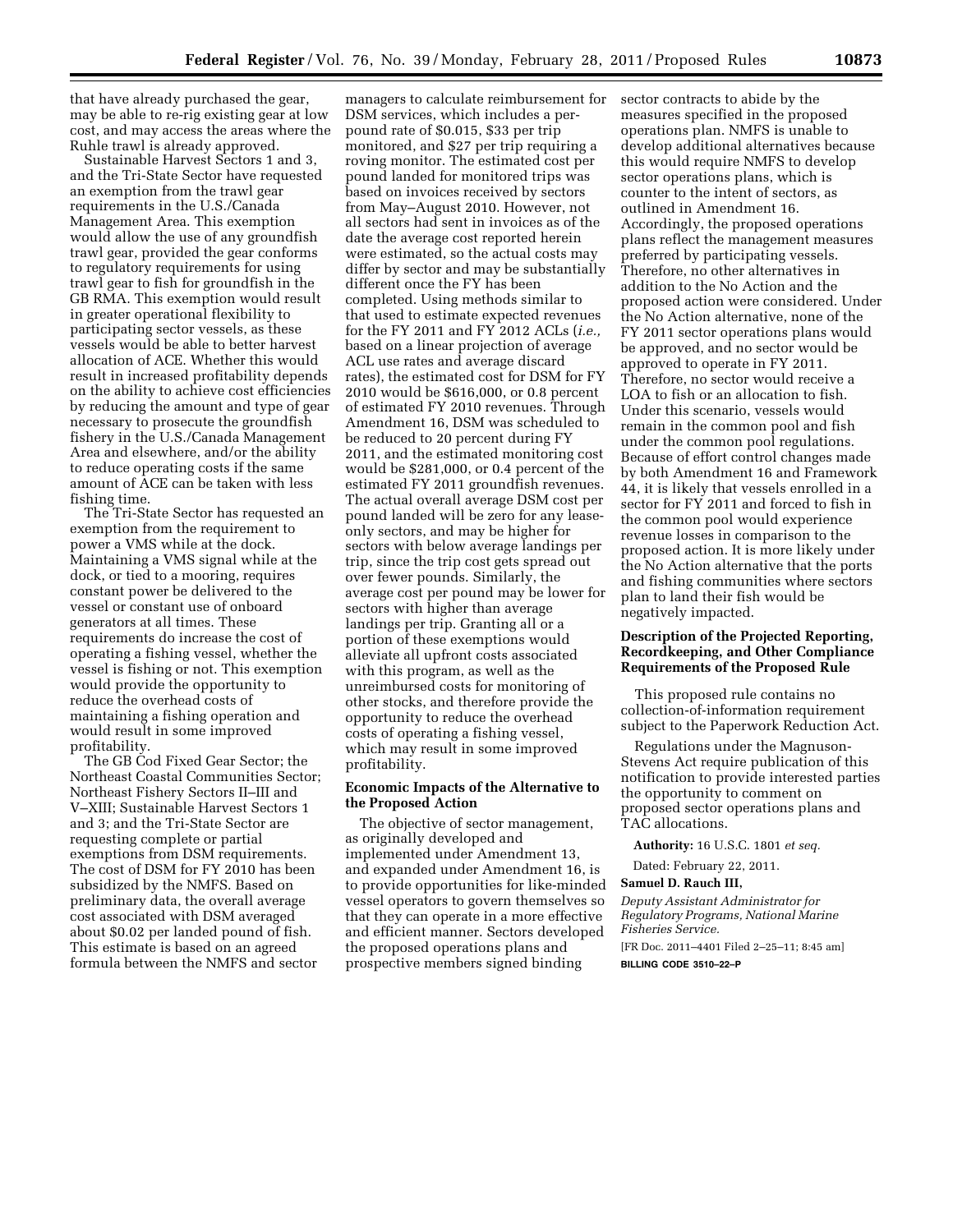that have already purchased the gear, may be able to re-rig existing gear at low cost, and may access the areas where the Ruhle trawl is already approved.

Sustainable Harvest Sectors 1 and 3, and the Tri-State Sector have requested an exemption from the trawl gear requirements in the U.S./Canada Management Area. This exemption would allow the use of any groundfish trawl gear, provided the gear conforms to regulatory requirements for using trawl gear to fish for groundfish in the GB RMA. This exemption would result in greater operational flexibility to participating sector vessels, as these vessels would be able to better harvest allocation of ACE. Whether this would result in increased profitability depends on the ability to achieve cost efficiencies by reducing the amount and type of gear necessary to prosecute the groundfish fishery in the U.S./Canada Management Area and elsewhere, and/or the ability to reduce operating costs if the same amount of ACE can be taken with less fishing time.

The Tri-State Sector has requested an exemption from the requirement to power a VMS while at the dock. Maintaining a VMS signal while at the dock, or tied to a mooring, requires constant power be delivered to the vessel or constant use of onboard generators at all times. These requirements do increase the cost of operating a fishing vessel, whether the vessel is fishing or not. This exemption would provide the opportunity to reduce the overhead costs of maintaining a fishing operation and would result in some improved profitability.

The GB Cod Fixed Gear Sector; the Northeast Coastal Communities Sector; Northeast Fishery Sectors II–III and V–XIII; Sustainable Harvest Sectors 1 and 3; and the Tri-State Sector are requesting complete or partial exemptions from DSM requirements. The cost of DSM for FY 2010 has been subsidized by the NMFS. Based on preliminary data, the overall average cost associated with DSM averaged about $0.02 per landed pound of fish. This estimate is based on an agreed formula between the NMFS and sector managers to calculate reimbursement for DSM services, which includes a per-pound rate of $0.015, $33 per trip monitored, and $27 per trip requiring a roving monitor. The estimated cost per pound landed for monitored trips was based on invoices received by sectors from May–August 2010. However, not all sectors had sent in invoices as of the date the average cost reported herein were estimated, so the actual costs may differ by sector and may be substantially different once the FY has been completed. Using methods similar to that used to estimate expected revenues for the FY 2011 and FY 2012 ACLs (*i.e.,* based on a linear projection of average ACL use rates and average discard rates), the estimated cost for DSM for FY 2010 would be $616,000, or 0.8 percent of estimated FY 2010 revenues. Through Amendment 16, DSM was scheduled to be reduced to 20 percent during FY 2011, and the estimated monitoring cost would be $281,000, or 0.4 percent of the estimated FY 2011 groundfish revenues. The actual overall average DSM cost per pound landed will be zero for any lease-only sectors, and may be higher for sectors with below average landings per trip, since the trip cost gets spread out over fewer pounds. Similarly, the average cost per pound may be lower for sectors with higher than average landings per trip. Granting all or a portion of these exemptions would alleviate all upfront costs associated with this program, as well as the unreimbursed costs for monitoring of other stocks, and therefore provide the opportunity to reduce the overhead costs of operating a fishing vessel, which may result in some improved profitability.

### Economic Impacts of the Alternative to the Proposed Action

The objective of sector management, as originally developed and implemented under Amendment 13, and expanded under Amendment 16, is to provide opportunities for like-minded vessel operators to govern themselves so that they can operate in a more effective and efficient manner. Sectors developed the proposed operations plans and prospective members signed binding sector contracts to abide by the measures specified in the proposed operations plan. NMFS is unable to develop additional alternatives because this would require NMFS to develop sector operations plans, which is counter to the intent of sectors, as outlined in Amendment 16. Accordingly, the proposed operations plans reflect the management measures preferred by participating vessels. Therefore, no other alternatives in addition to the No Action and the proposed action were considered. Under the No Action alternative, none of the FY 2011 sector operations plans would be approved, and no sector would be approved to operate in FY 2011. Therefore, no sector would receive a LOA to fish or an allocation to fish. Under this scenario, vessels would remain in the common pool and fish under the common pool regulations. Because of effort control changes made by both Amendment 16 and Framework 44, it is likely that vessels enrolled in a sector for FY 2011 and forced to fish in the common pool would experience revenue losses in comparison to the proposed action. It is more likely under the No Action alternative that the ports and fishing communities where sectors plan to land their fish would be negatively impacted.

### Description of the Projected Reporting, Recordkeeping, and Other Compliance Requirements of the Proposed Rule

This proposed rule contains no collection-of-information requirement subject to the Paperwork Reduction Act.

Regulations under the Magnuson-Stevens Act require publication of this notification to provide interested parties the opportunity to comment on proposed sector operations plans and TAC allocations.

**Authority:** 16 U.S.C. 1801 *et seq.*

Dated: February 22, 2011.

**Samuel D. Rauch III,**

*Deputy Assistant Administrator for Regulatory Programs, National Marine Fisheries Service.*

[FR Doc. 2011–4401 Filed 2–25–11; 8:45 am]

**BILLING CODE 3510–22–P**